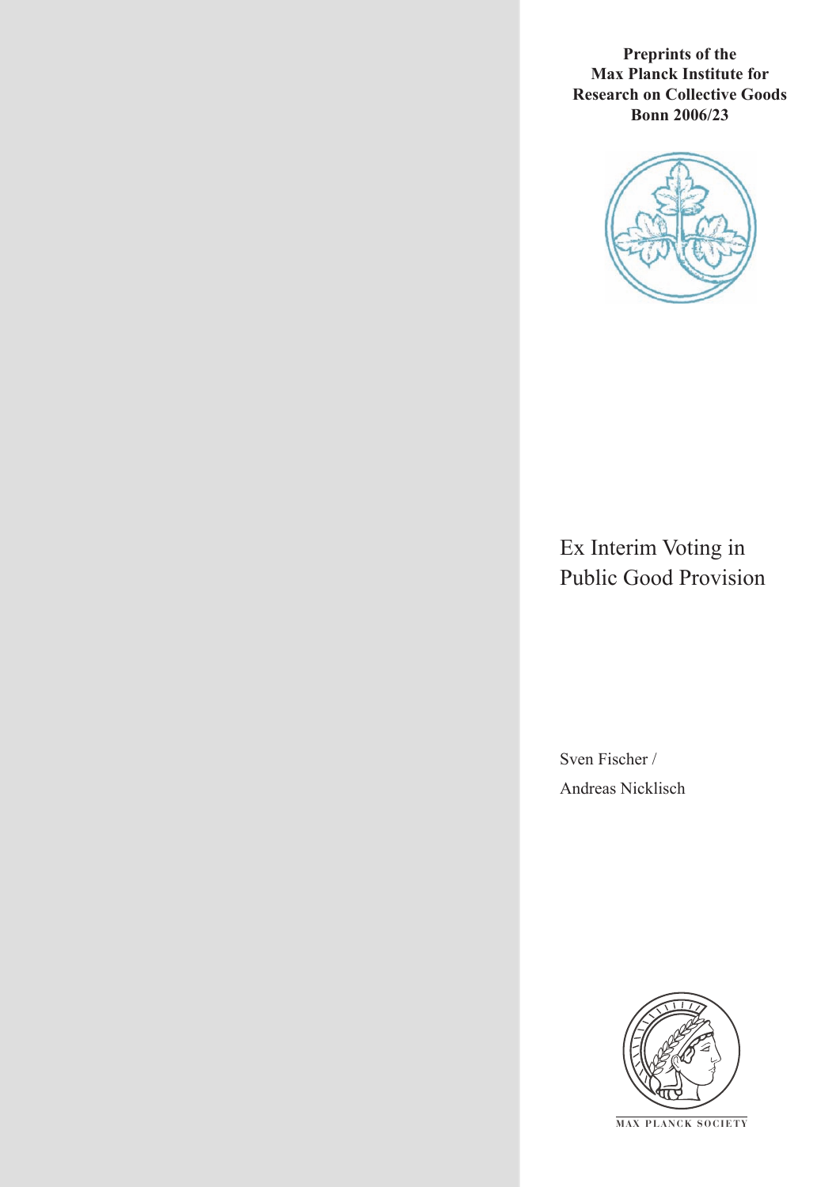**Preprints of the Max Planck Institute for Research on Collective Goods Bonn 2006/23**

# Ex Interim Voting in Public Good Provision

Sven Fischer /
Andreas Nicklisch

MAX PLANCK SOCIETY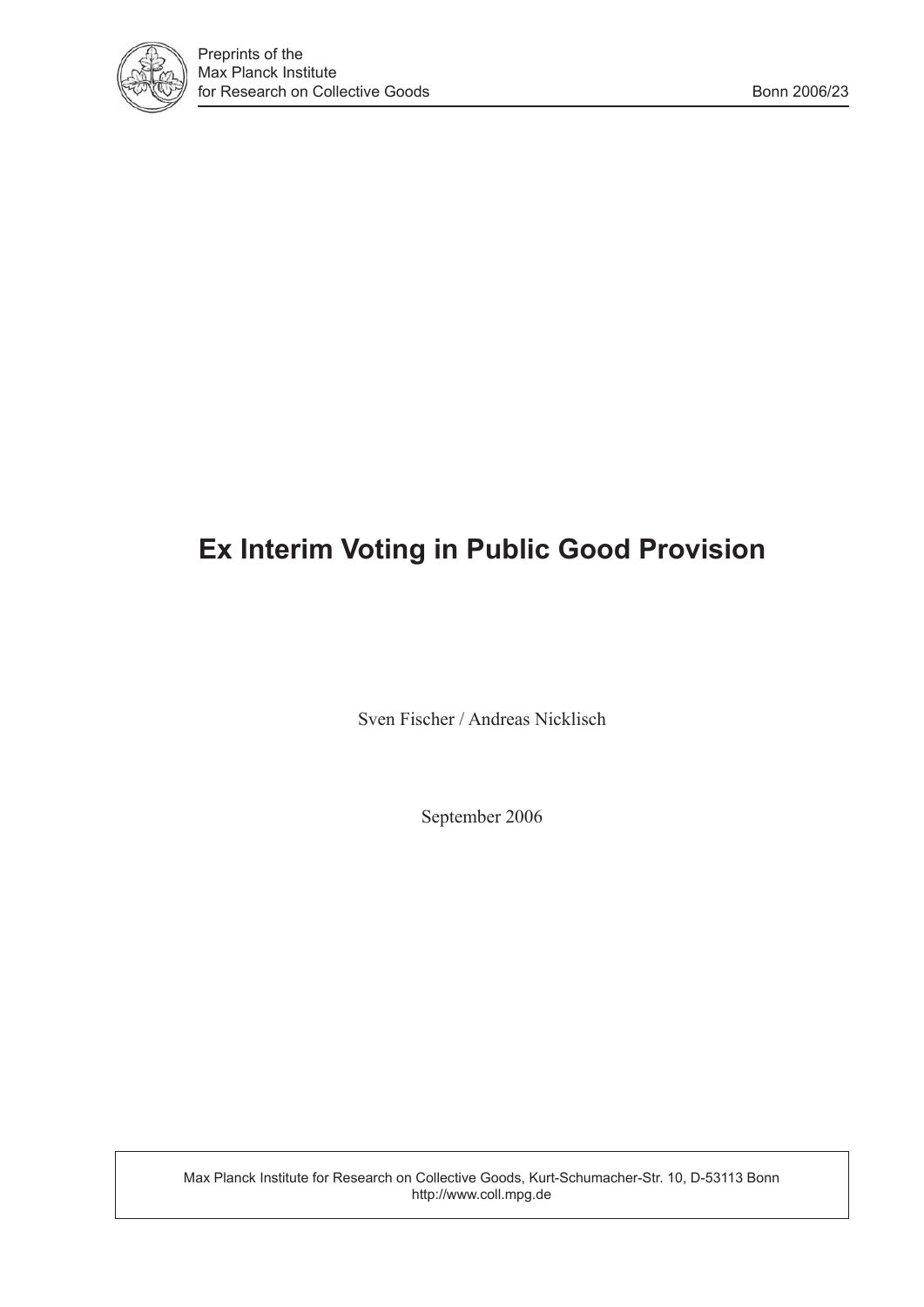Preprints of the
Max Planck Institute
for Research on Collective Goods

Bonn 2006/23

# Ex Interim Voting in Public Good Provision

Sven Fischer / Andreas Nicklisch

September 2006

Max Planck Institute for Research on Collective Goods, Kurt-Schumacher-Str. 10, D-53113 Bonn
http://www.coll.mpg.de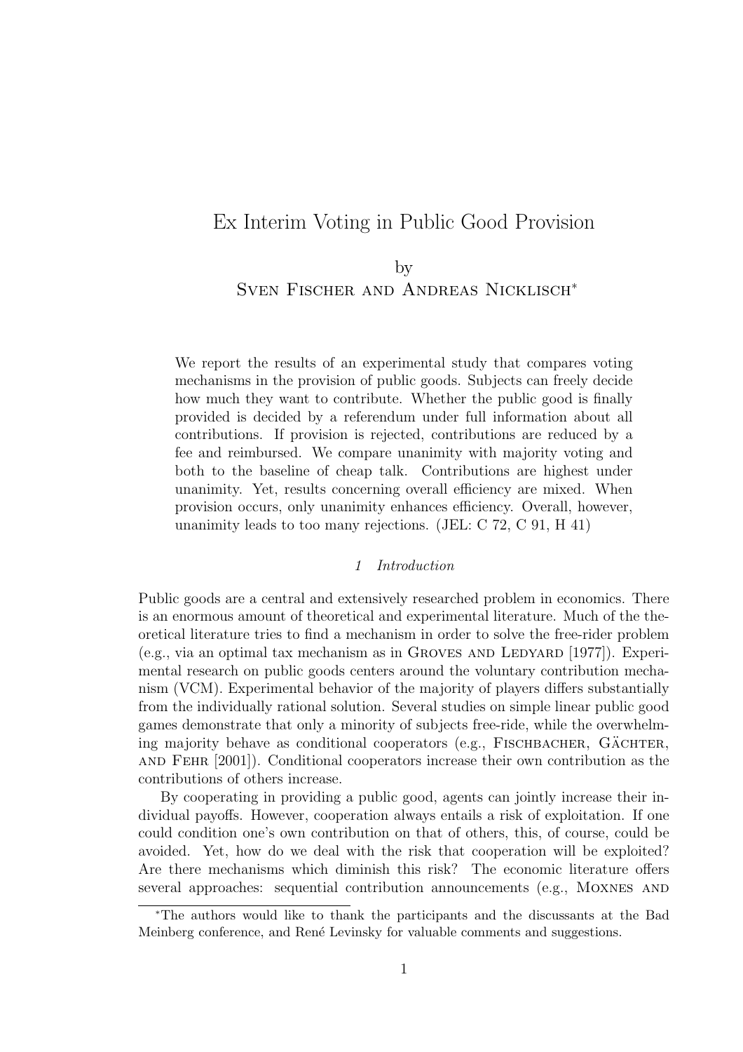# Ex Interim Voting in Public Good Provision

by

Sven Fischer and Andreas Nicklisch*

We report the results of an experimental study that compares voting mechanisms in the provision of public goods. Subjects can freely decide how much they want to contribute. Whether the public good is finally provided is decided by a referendum under full information about all contributions. If provision is rejected, contributions are reduced by a fee and reimbursed. We compare unanimity with majority voting and both to the baseline of cheap talk. Contributions are highest under unanimity. Yet, results concerning overall efficiency are mixed. When provision occurs, only unanimity enhances efficiency. Overall, however, unanimity leads to too many rejections. (JEL: C 72, C 91, H 41)

## *1 Introduction*

Public goods are a central and extensively researched problem in economics. There is an enormous amount of theoretical and experimental literature. Much of the theoretical literature tries to find a mechanism in order to solve the free-rider problem (e.g., via an optimal tax mechanism as in Groves and Ledyard [1977]). Experimental research on public goods centers around the voluntary contribution mechanism (VCM). Experimental behavior of the majority of players differs substantially from the individually rational solution. Several studies on simple linear public good games demonstrate that only a minority of subjects free-ride, while the overwhelming majority behave as conditional cooperators (e.g., Fischbacher, Gächter, and Fehr [2001]). Conditional cooperators increase their own contribution as the contributions of others increase.

By cooperating in providing a public good, agents can jointly increase their individual payoffs. However, cooperation always entails a risk of exploitation. If one could condition one's own contribution on that of others, this, of course, could be avoided. Yet, how do we deal with the risk that cooperation will be exploited? Are there mechanisms which diminish this risk? The economic literature offers several approaches: sequential contribution announcements (e.g., Moxnes and

*The authors would like to thank the participants and the discussants at the Bad Meinberg conference, and René Levinsky for valuable comments and suggestions.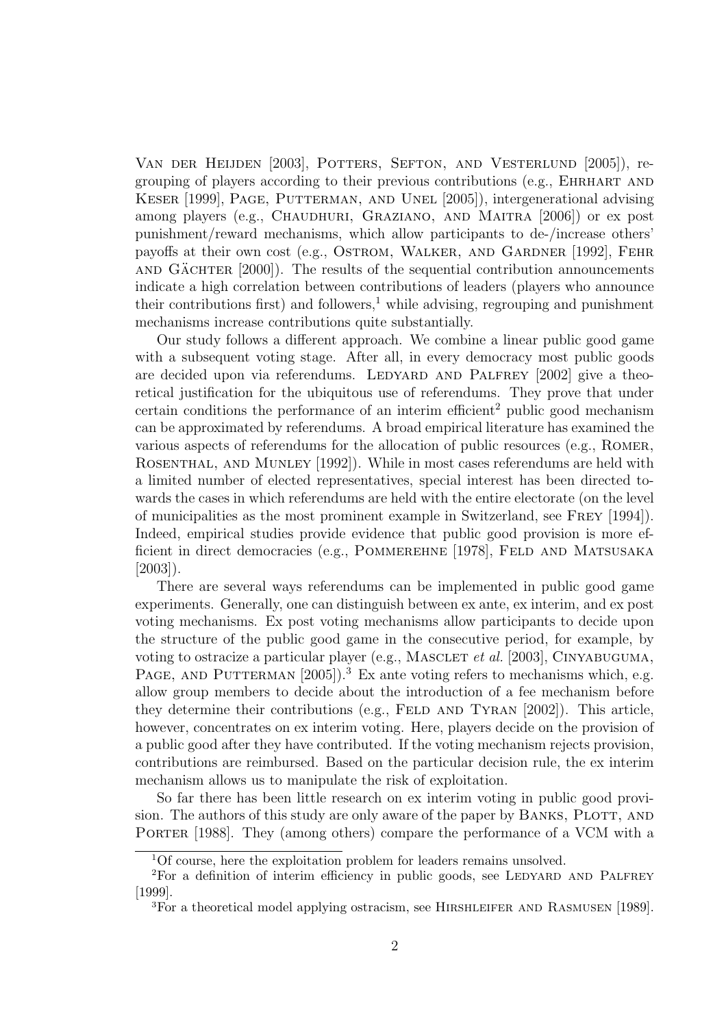Van der Heijden [2003], Potters, Sefton, and Vesterlund [2005]), regrouping of players according to their previous contributions (e.g., Ehrhart and Keser [1999], Page, Putterman, and Unel [2005]), intergenerational advising among players (e.g., Chaudhuri, Graziano, and Maitra [2006]) or ex post punishment/reward mechanisms, which allow participants to de-/increase others' payoffs at their own cost (e.g., Ostrom, Walker, and Gardner [1992], Fehr and Gächter [2000]). The results of the sequential contribution announcements indicate a high correlation between contributions of leaders (players who announce their contributions first) and followers,[1] while advising, regrouping and punishment mechanisms increase contributions quite substantially.

Our study follows a different approach. We combine a linear public good game with a subsequent voting stage. After all, in every democracy most public goods are decided upon via referendums. Ledyard and Palfrey [2002] give a theoretical justification for the ubiquitous use of referendums. They prove that under certain conditions the performance of an interim efficient[2] public good mechanism can be approximated by referendums. A broad empirical literature has examined the various aspects of referendums for the allocation of public resources (e.g., Romer, Rosenthal, and Munley [1992]). While in most cases referendums are held with a limited number of elected representatives, special interest has been directed towards the cases in which referendums are held with the entire electorate (on the level of municipalities as the most prominent example in Switzerland, see Frey [1994]). Indeed, empirical studies provide evidence that public good provision is more efficient in direct democracies (e.g., Pommerehne [1978], Feld and Matsusaka [2003]).

There are several ways referendums can be implemented in public good game experiments. Generally, one can distinguish between ex ante, ex interim, and ex post voting mechanisms. Ex post voting mechanisms allow participants to decide upon the structure of the public good game in the consecutive period, for example, by voting to ostracize a particular player (e.g., Masclet *et al.* [2003], Cinyabuguma, Page, and Putterman [2005]).[3] Ex ante voting refers to mechanisms which, e.g. allow group members to decide about the introduction of a fee mechanism before they determine their contributions (e.g., Feld and Tyran [2002]). This article, however, concentrates on ex interim voting. Here, players decide on the provision of a public good after they have contributed. If the voting mechanism rejects provision, contributions are reimbursed. Based on the particular decision rule, the ex interim mechanism allows us to manipulate the risk of exploitation.

So far there has been little research on ex interim voting in public good provision. The authors of this study are only aware of the paper by Banks, Plott, and Porter [1988]. They (among others) compare the performance of a VCM with a

---

[1] Of course, here the exploitation problem for leaders remains unsolved.

[2] For a definition of interim efficiency in public goods, see Ledyard and Palfrey [1999].

[3] For a theoretical model applying ostracism, see Hirshleifer and Rasmusen [1989].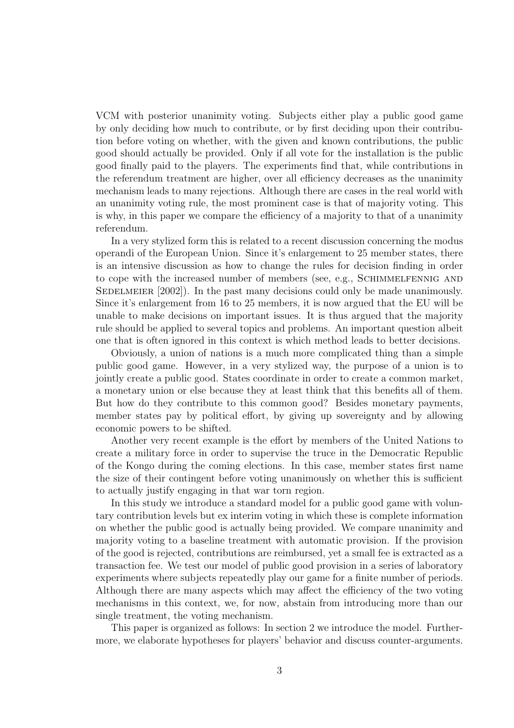VCM with posterior unanimity voting. Subjects either play a public good game by only deciding how much to contribute, or by first deciding upon their contribution before voting on whether, with the given and known contributions, the public good should actually be provided. Only if all vote for the installation is the public good finally paid to the players. The experiments find that, while contributions in the referendum treatment are higher, over all efficiency decreases as the unanimity mechanism leads to many rejections. Although there are cases in the real world with an unanimity voting rule, the most prominent case is that of majority voting. This is why, in this paper we compare the efficiency of a majority to that of a unanimity referendum.

In a very stylized form this is related to a recent discussion concerning the modus operandi of the European Union. Since it's enlargement to 25 member states, there is an intensive discussion as how to change the rules for decision finding in order to cope with the increased number of members (see, e.g., Schimmelfennig and Sedelmeier [2002]). In the past many decisions could only be made unanimously. Since it's enlargement from 16 to 25 members, it is now argued that the EU will be unable to make decisions on important issues. It is thus argued that the majority rule should be applied to several topics and problems. An important question albeit one that is often ignored in this context is which method leads to better decisions.

Obviously, a union of nations is a much more complicated thing than a simple public good game. However, in a very stylized way, the purpose of a union is to jointly create a public good. States coordinate in order to create a common market, a monetary union or else because they at least think that this benefits all of them. But how do they contribute to this common good? Besides monetary payments, member states pay by political effort, by giving up sovereignty and by allowing economic powers to be shifted.

Another very recent example is the effort by members of the United Nations to create a military force in order to supervise the truce in the Democratic Republic of the Kongo during the coming elections. In this case, member states first name the size of their contingent before voting unanimously on whether this is sufficient to actually justify engaging in that war torn region.

In this study we introduce a standard model for a public good game with voluntary contribution levels but ex interim voting in which these is complete information on whether the public good is actually being provided. We compare unanimity and majority voting to a baseline treatment with automatic provision. If the provision of the good is rejected, contributions are reimbursed, yet a small fee is extracted as a transaction fee. We test our model of public good provision in a series of laboratory experiments where subjects repeatedly play our game for a finite number of periods. Although there are many aspects which may affect the efficiency of the two voting mechanisms in this context, we, for now, abstain from introducing more than our single treatment, the voting mechanism.

This paper is organized as follows: In section 2 we introduce the model. Furthermore, we elaborate hypotheses for players' behavior and discuss counter-arguments.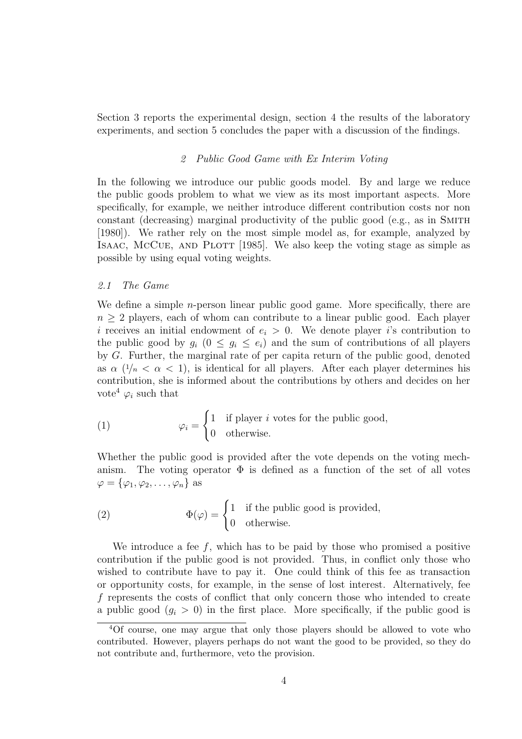Section 3 reports the experimental design, section 4 the results of the laboratory experiments, and section 5 concludes the paper with a discussion of the findings.

## *2 Public Good Game with Ex Interim Voting*

In the following we introduce our public goods model. By and large we reduce the public goods problem to what we view as its most important aspects. More specifically, for example, we neither introduce different contribution costs nor non constant (decreasing) marginal productivity of the public good (e.g., as in Smith [1980]). We rather rely on the most simple model as, for example, analyzed by Isaac, McCue, and Plott [1985]. We also keep the voting stage as simple as possible by using equal voting weights.

### *2.1 The Game*

We define a simple $n$-person linear public good game. More specifically, there are $n \geq 2$ players, each of whom can contribute to a linear public good. Each player $i$ receives an initial endowment of $e_i > 0$. We denote player $i$'s contribution to the public good by $g_i$ ($0 \leq g_i \leq e_i$) and the sum of contributions of all players by $G$. Further, the marginal rate of per capita return of the public good, denoted as $\alpha$ ($1/n < \alpha < 1$), is identical for all players. After each player determines his contribution, she is informed about the contributions by others and decides on her vote[4] $\varphi_i$ such that

$$\varphi_i = \begin{cases} 1 & \text{if player } i \text{ votes for the public good,} \\ 0 & \text{otherwise.} \end{cases} \tag{1}$$

Whether the public good is provided after the vote depends on the voting mechanism. The voting operator $\Phi$ is defined as a function of the set of all votes $\varphi = \{\varphi_1, \varphi_2, \ldots, \varphi_n\}$ as

$$\Phi(\varphi) = \begin{cases} 1 & \text{if the public good is provided,} \\ 0 & \text{otherwise.} \end{cases} \tag{2}$$

We introduce a fee $f$, which has to be paid by those who promised a positive contribution if the public good is not provided. Thus, in conflict only those who wished to contribute have to pay it. One could think of this fee as transaction or opportunity costs, for example, in the sense of lost interest. Alternatively, fee $f$ represents the costs of conflict that only concern those who intended to create a public good ($g_i > 0$) in the first place. More specifically, if the public good is

[4] Of course, one may argue that only those players should be allowed to vote who contributed. However, players perhaps do not want the good to be provided, so they do not contribute and, furthermore, veto the provision.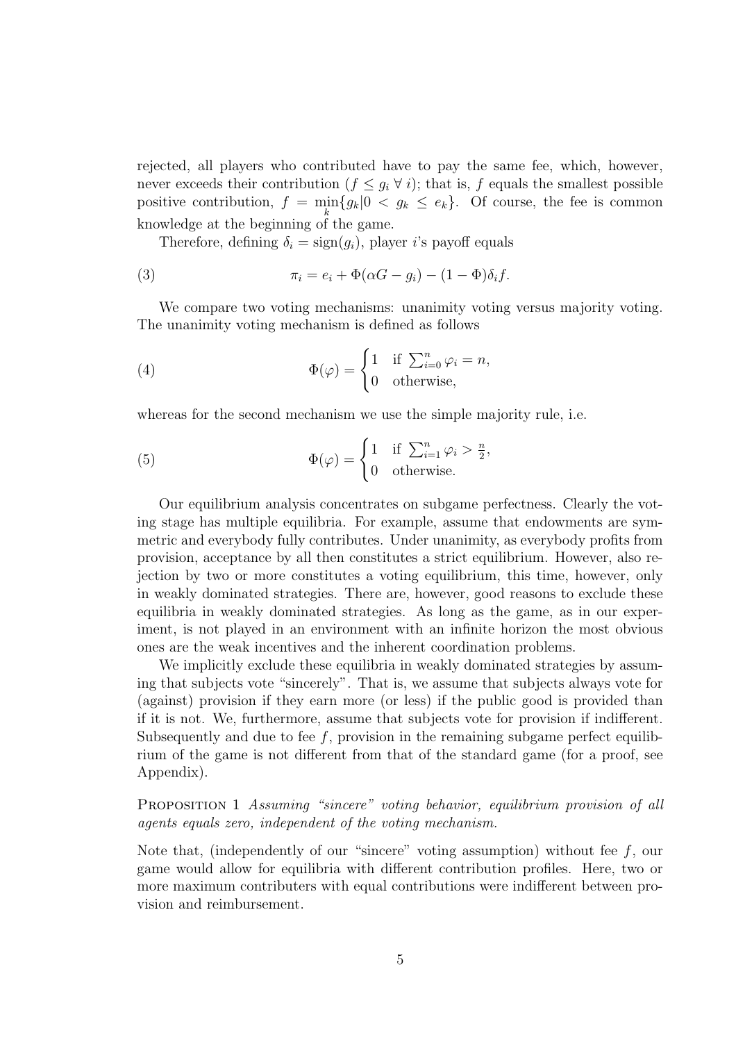rejected, all players who contributed have to pay the same fee, which, however, never exceeds their contribution ($f \leq g_i \; \forall \; i$); that is, $f$ equals the smallest possible positive contribution, $f = \min_k \{g_k | 0 < g_k \leq e_k\}$. Of course, the fee is common knowledge at the beginning of the game.

Therefore, defining $\delta_i = \text{sign}(g_i)$, player $i$'s payoff equals

$$\pi_i = e_i + \Phi(\alpha G - g_i) - (1 - \Phi)\delta_i f. \tag{3}$$

We compare two voting mechanisms: unanimity voting versus majority voting. The unanimity voting mechanism is defined as follows

$$\Phi(\varphi) = \begin{cases} 1 & \text{if } \sum_{i=0}^{n} \varphi_i = n, \\ 0 & \text{otherwise,} \end{cases} \tag{4}$$

whereas for the second mechanism we use the simple majority rule, i.e.

$$\Phi(\varphi) = \begin{cases} 1 & \text{if } \sum_{i=1}^{n} \varphi_i > \frac{n}{2}, \\ 0 & \text{otherwise.} \end{cases} \tag{5}$$

Our equilibrium analysis concentrates on subgame perfectness. Clearly the voting stage has multiple equilibria. For example, assume that endowments are symmetric and everybody fully contributes. Under unanimity, as everybody profits from provision, acceptance by all then constitutes a strict equilibrium. However, also rejection by two or more constitutes a voting equilibrium, this time, however, only in weakly dominated strategies. There are, however, good reasons to exclude these equilibria in weakly dominated strategies. As long as the game, as in our experiment, is not played in an environment with an infinite horizon the most obvious ones are the weak incentives and the inherent coordination problems.

We implicitly exclude these equilibria in weakly dominated strategies by assuming that subjects vote "sincerely". That is, we assume that subjects always vote for (against) provision if they earn more (or less) if the public good is provided than if it is not. We, furthermore, assume that subjects vote for provision if indifferent. Subsequently and due to fee $f$, provision in the remaining subgame perfect equilibrium of the game is not different from that of the standard game (for a proof, see Appendix).

**Proposition 1** *Assuming "sincere" voting behavior, equilibrium provision of all agents equals zero, independent of the voting mechanism.*

Note that, (independently of our "sincere" voting assumption) without fee $f$, our game would allow for equilibria with different contribution profiles. Here, two or more maximum contributers with equal contributions were indifferent between provision and reimbursement.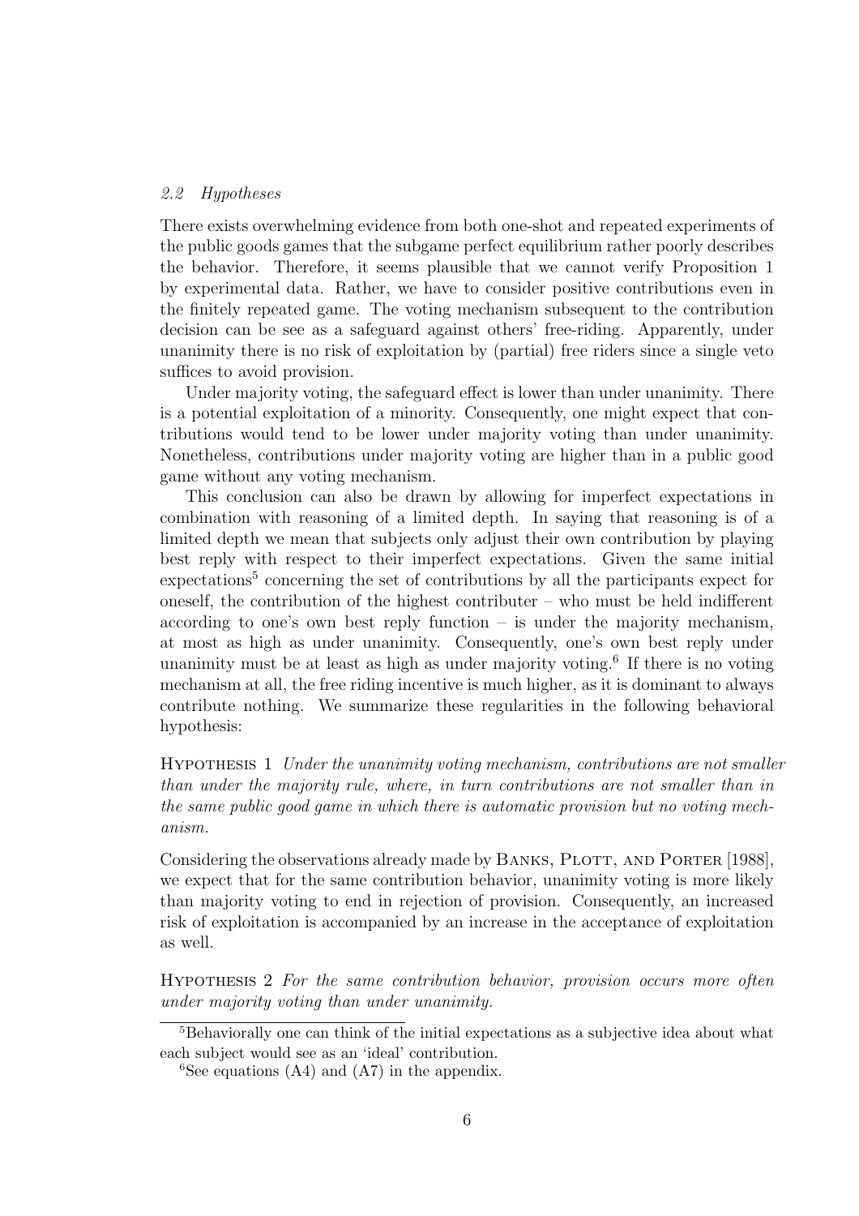### *2.2 Hypotheses*

There exists overwhelming evidence from both one-shot and repeated experiments of the public goods games that the subgame perfect equilibrium rather poorly describes the behavior. Therefore, it seems plausible that we cannot verify Proposition 1 by experimental data. Rather, we have to consider positive contributions even in the finitely repeated game. The voting mechanism subsequent to the contribution decision can be see as a safeguard against others' free-riding. Apparently, under unanimity there is no risk of exploitation by (partial) free riders since a single veto suffices to avoid provision.

Under majority voting, the safeguard effect is lower than under unanimity. There is a potential exploitation of a minority. Consequently, one might expect that contributions would tend to be lower under majority voting than under unanimity. Nonetheless, contributions under majority voting are higher than in a public good game without any voting mechanism.

This conclusion can also be drawn by allowing for imperfect expectations in combination with reasoning of a limited depth. In saying that reasoning is of a limited depth we mean that subjects only adjust their own contribution by playing best reply with respect to their imperfect expectations. Given the same initial expectations[5] concerning the set of contributions by all the participants expect for oneself, the contribution of the highest contributer – who must be held indifferent according to one's own best reply function – is under the majority mechanism, at most as high as under unanimity. Consequently, one's own best reply under unanimity must be at least as high as under majority voting.[6] If there is no voting mechanism at all, the free riding incentive is much higher, as it is dominant to always contribute nothing. We summarize these regularities in the following behavioral hypothesis:

Hypothesis 1 *Under the unanimity voting mechanism, contributions are not smaller than under the majority rule, where, in turn contributions are not smaller than in the same public good game in which there is automatic provision but no voting mechanism.*

Considering the observations already made by Banks, Plott, and Porter [1988], we expect that for the same contribution behavior, unanimity voting is more likely than majority voting to end in rejection of provision. Consequently, an increased risk of exploitation is accompanied by an increase in the acceptance of exploitation as well.

Hypothesis 2 *For the same contribution behavior, provision occurs more often under majority voting than under unanimity.*

---

[5] Behaviorally one can think of the initial expectations as a subjective idea about what each subject would see as an 'ideal' contribution.

[6] See equations (A4) and (A7) in the appendix.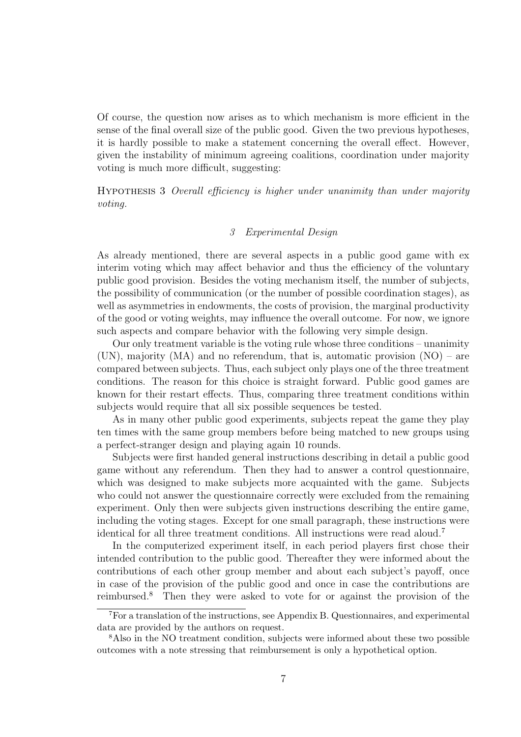Of course, the question now arises as to which mechanism is more efficient in the sense of the final overall size of the public good. Given the two previous hypotheses, it is hardly possible to make a statement concerning the overall effect. However, given the instability of minimum agreeing coalitions, coordination under majority voting is much more difficult, suggesting:

HYPOTHESIS 3 *Overall efficiency is higher under unanimity than under majority voting.*

## *3 Experimental Design*

As already mentioned, there are several aspects in a public good game with ex interim voting which may affect behavior and thus the efficiency of the voluntary public good provision. Besides the voting mechanism itself, the number of subjects, the possibility of communication (or the number of possible coordination stages), as well as asymmetries in endowments, the costs of provision, the marginal productivity of the good or voting weights, may influence the overall outcome. For now, we ignore such aspects and compare behavior with the following very simple design.

Our only treatment variable is the voting rule whose three conditions – unanimity (UN), majority (MA) and no referendum, that is, automatic provision (NO) – are compared between subjects. Thus, each subject only plays one of the three treatment conditions. The reason for this choice is straight forward. Public good games are known for their restart effects. Thus, comparing three treatment conditions within subjects would require that all six possible sequences be tested.

As in many other public good experiments, subjects repeat the game they play ten times with the same group members before being matched to new groups using a perfect-stranger design and playing again 10 rounds.

Subjects were first handed general instructions describing in detail a public good game without any referendum. Then they had to answer a control questionnaire, which was designed to make subjects more acquainted with the game. Subjects who could not answer the questionnaire correctly were excluded from the remaining experiment. Only then were subjects given instructions describing the entire game, including the voting stages. Except for one small paragraph, these instructions were identical for all three treatment conditions. All instructions were read aloud.[7]

In the computerized experiment itself, in each period players first chose their intended contribution to the public good. Thereafter they were informed about the contributions of each other group member and about each subject's payoff, once in case of the provision of the public good and once in case the contributions are reimbursed.[8] Then they were asked to vote for or against the provision of the

[7] For a translation of the instructions, see Appendix B. Questionnaires, and experimental data are provided by the authors on request.

[8] Also in the NO treatment condition, subjects were informed about these two possible outcomes with a note stressing that reimbursement is only a hypothetical option.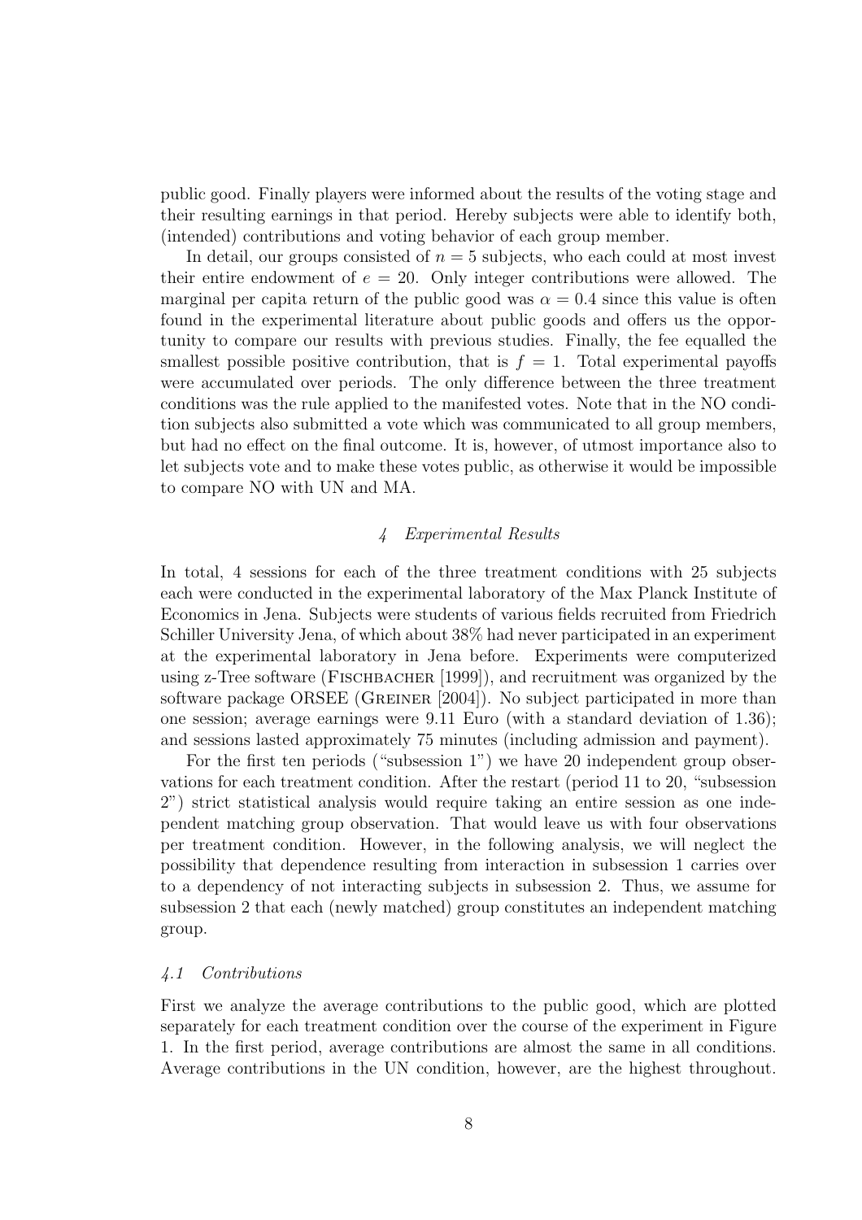public good. Finally players were informed about the results of the voting stage and their resulting earnings in that period. Hereby subjects were able to identify both, (intended) contributions and voting behavior of each group member.

In detail, our groups consisted of $n = 5$ subjects, who each could at most invest their entire endowment of $e = 20$. Only integer contributions were allowed. The marginal per capita return of the public good was $\alpha = 0.4$ since this value is often found in the experimental literature about public goods and offers us the opportunity to compare our results with previous studies. Finally, the fee equalled the smallest possible positive contribution, that is $f = 1$. Total experimental payoffs were accumulated over periods. The only difference between the three treatment conditions was the rule applied to the manifested votes. Note that in the NO condition subjects also submitted a vote which was communicated to all group members, but had no effect on the final outcome. It is, however, of utmost importance also to let subjects vote and to make these votes public, as otherwise it would be impossible to compare NO with UN and MA.

## 4 Experimental Results

In total, 4 sessions for each of the three treatment conditions with 25 subjects each were conducted in the experimental laboratory of the Max Planck Institute of Economics in Jena. Subjects were students of various fields recruited from Friedrich Schiller University Jena, of which about 38% had never participated in an experiment at the experimental laboratory in Jena before. Experiments were computerized using z-Tree software (Fischbacher [1999]), and recruitment was organized by the software package ORSEE (Greiner [2004]). No subject participated in more than one session; average earnings were 9.11 Euro (with a standard deviation of 1.36); and sessions lasted approximately 75 minutes (including admission and payment).

For the first ten periods ("subsession 1") we have 20 independent group observations for each treatment condition. After the restart (period 11 to 20, "subsession 2") strict statistical analysis would require taking an entire session as one independent matching group observation. That would leave us with four observations per treatment condition. However, in the following analysis, we will neglect the possibility that dependence resulting from interaction in subsession 1 carries over to a dependency of not interacting subjects in subsession 2. Thus, we assume for subsession 2 that each (newly matched) group constitutes an independent matching group.

### 4.1 Contributions

First we analyze the average contributions to the public good, which are plotted separately for each treatment condition over the course of the experiment in Figure 1. In the first period, average contributions are almost the same in all conditions. Average contributions in the UN condition, however, are the highest throughout.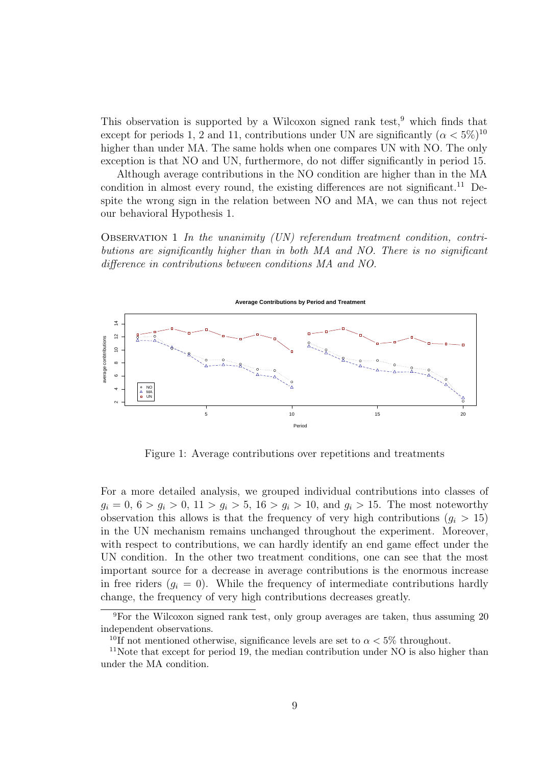This observation is supported by a Wilcoxon signed rank test,[9] which finds that except for periods 1, 2 and 11, contributions under UN are significantly ($\alpha < 5\%$)[10] higher than under MA. The same holds when one compares UN with NO. The only exception is that NO and UN, furthermore, do not differ significantly in period 15.

Although average contributions in the NO condition are higher than in the MA condition in almost every round, the existing differences are not significant.[11] Despite the wrong sign in the relation between NO and MA, we can thus not reject our behavioral Hypothesis 1.

Observation 1 *In the unanimity (UN) referendum treatment condition, contributions are significantly higher than in both MA and NO. There is no significant difference in contributions between conditions MA and NO.*

Figure 1: Average contributions over repetitions and treatments

For a more detailed analysis, we grouped individual contributions into classes of $g_i = 0$, $6 > g_i > 0$, $11 > g_i > 5$, $16 > g_i > 10$, and $g_i > 15$. The most noteworthy observation this allows is that the frequency of very high contributions ($g_i > 15$) in the UN mechanism remains unchanged throughout the experiment. Moreover, with respect to contributions, we can hardly identify an end game effect under the UN condition. In the other two treatment conditions, one can see that the most important source for a decrease in average contributions is the enormous increase in free riders ($g_i = 0$). While the frequency of intermediate contributions hardly change, the frequency of very high contributions decreases greatly.

[9] For the Wilcoxon signed rank test, only group averages are taken, thus assuming 20 independent observations.

[10] If not mentioned otherwise, significance levels are set to $\alpha < 5\%$ throughout.

[11] Note that except for period 19, the median contribution under NO is also higher than under the MA condition.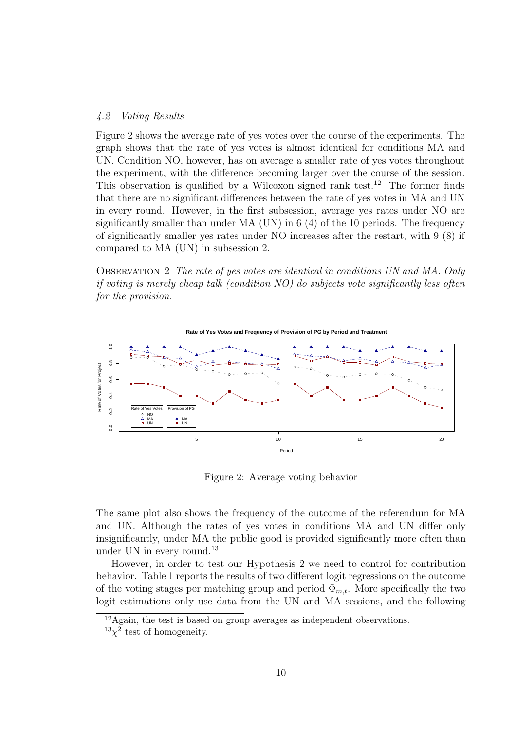### *4.2 Voting Results*

Figure 2 shows the average rate of yes votes over the course of the experiments. The graph shows that the rate of yes votes is almost identical for conditions MA and UN. Condition NO, however, has on average a smaller rate of yes votes throughout the experiment, with the difference becoming larger over the course of the session. This observation is qualified by a Wilcoxon signed rank test.[12] The former finds that there are no significant differences between the rate of yes votes in MA and UN in every round. However, in the first subsession, average yes rates under NO are significantly smaller than under MA (UN) in 6 (4) of the 10 periods. The frequency of significantly smaller yes rates under NO increases after the restart, with 9 (8) if compared to MA (UN) in subsession 2.

OBSERVATION 2 *The rate of yes votes are identical in conditions UN and MA. Only if voting is merely cheap talk (condition NO) do subjects vote significantly less often for the provision.*

Figure 2: Average voting behavior

The same plot also shows the frequency of the outcome of the referendum for MA and UN. Although the rates of yes votes in conditions MA and UN differ only insignificantly, under MA the public good is provided significantly more often than under UN in every round.[13]

However, in order to test our Hypothesis 2 we need to control for contribution behavior. Table 1 reports the results of two different logit regressions on the outcome of the voting stages per matching group and period $\Phi_{m,t}$. More specifically the two logit estimations only use data from the UN and MA sessions, and the following

[12] Again, the test is based on group averages as independent observations.

[13] $\chi^2$ test of homogeneity.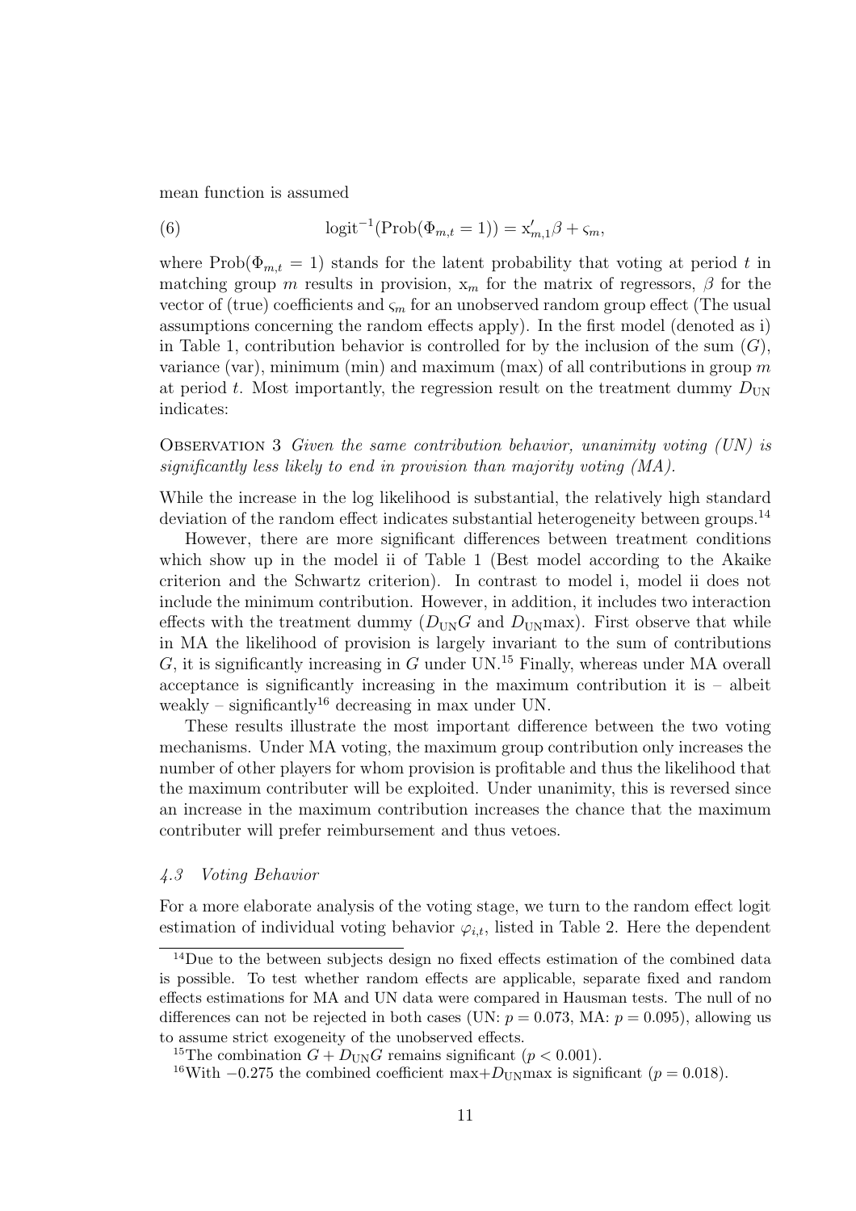mean function is assumed

$$\text{logit}^{-1}(\text{Prob}(\Phi_{m,t} = 1)) = \text{x}'_{m,1}\beta + \varsigma_m, \tag{6}$$

where $\text{Prob}(\Phi_{m,t} = 1)$ stands for the latent probability that voting at period $t$ in matching group $m$ results in provision, $\text{x}_m$ for the matrix of regressors, $\beta$ for the vector of (true) coefficients and $\varsigma_m$ for an unobserved random group effect (The usual assumptions concerning the random effects apply). In the first model (denoted as i) in Table 1, contribution behavior is controlled for by the inclusion of the sum ($G$), variance (var), minimum (min) and maximum (max) of all contributions in group $m$ at period $t$. Most importantly, the regression result on the treatment dummy $D_{\text{UN}}$ indicates:

Observation 3 *Given the same contribution behavior, unanimity voting (UN) is significantly less likely to end in provision than majority voting (MA).*

While the increase in the log likelihood is substantial, the relatively high standard deviation of the random effect indicates substantial heterogeneity between groups.[14]

However, there are more significant differences between treatment conditions which show up in the model ii of Table 1 (Best model according to the Akaike criterion and the Schwartz criterion). In contrast to model i, model ii does not include the minimum contribution. However, in addition, it includes two interaction effects with the treatment dummy ($D_{\text{UN}}G$ and $D_{\text{UN}}\text{max}$). First observe that while in MA the likelihood of provision is largely invariant to the sum of contributions $G$, it is significantly increasing in $G$ under UN.[15] Finally, whereas under MA overall acceptance is significantly increasing in the maximum contribution it is – albeit weakly – significantly[16] decreasing in max under UN.

These results illustrate the most important difference between the two voting mechanisms. Under MA voting, the maximum group contribution only increases the number of other players for whom provision is profitable and thus the likelihood that the maximum contributer will be exploited. Under unanimity, this is reversed since an increase in the maximum contribution increases the chance that the maximum contributer will prefer reimbursement and thus vetoes.

### *4.3 Voting Behavior*

For a more elaborate analysis of the voting stage, we turn to the random effect logit estimation of individual voting behavior $\varphi_{i,t}$, listed in Table 2. Here the dependent

---

[14] Due to the between subjects design no fixed effects estimation of the combined data is possible. To test whether random effects are applicable, separate fixed and random effects estimations for MA and UN data were compared in Hausman tests. The null of no differences can not be rejected in both cases (UN: $p = 0.073$, MA: $p = 0.095$), allowing us to assume strict exogeneity of the unobserved effects.

[15] The combination $G + D_{\text{UN}}G$ remains significant ($p < 0.001$).

[16] With $-0.275$ the combined coefficient $\text{max}+D_{\text{UN}}\text{max}$ is significant ($p = 0.018$).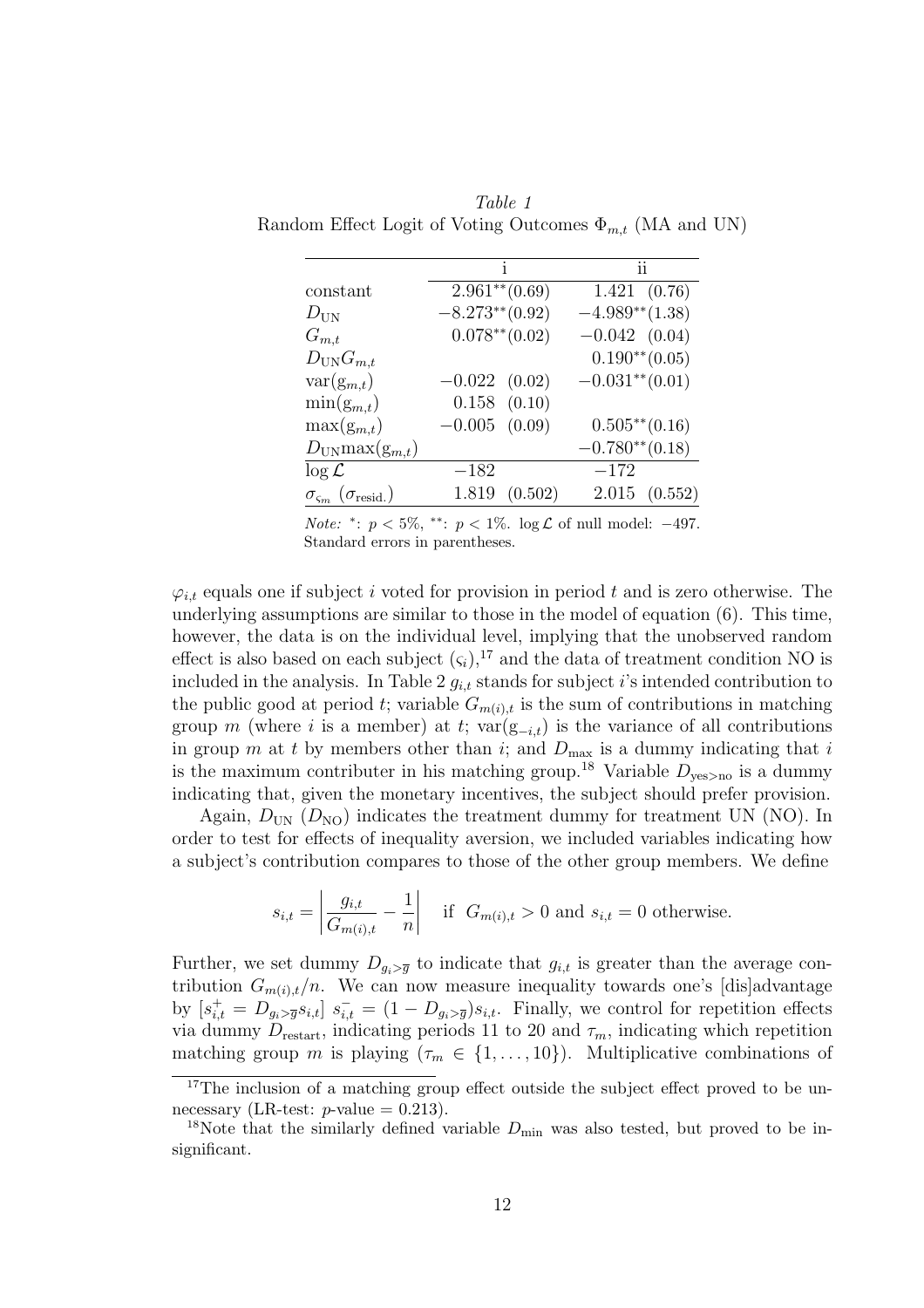*Table 1*
Random Effect Logit of Voting Outcomes $\Phi_{m,t}$ (MA and UN)

| | i | ii |
|---|---|---|
| constant | $2.961^{**}(0.69)$ | $1.421\ \ (0.76)$ |
| $D_{\text{UN}}$ | $-8.273^{**}(0.92)$ | $-4.989^{**}(1.38)$ |
| $G_{m,t}$ | $0.078^{**}(0.02)$ | $-0.042\ \ (0.04)$ |
| $D_{\text{UN}}G_{m,t}$ | | $0.190^{**}(0.05)$ |
| $\text{var}(\text{g}_{m,t})$ | $-0.022\ \ (0.02)$ | $-0.031^{**}(0.01)$ |
| $\min(\text{g}_{m,t})$ | $0.158\ \ (0.10)$ | |
| $\max(\text{g}_{m,t})$ | $-0.005\ \ (0.09)$ | $0.505^{**}(0.16)$ |
| $D_{\text{UN}}\max(\text{g}_{m,t})$ | | $-0.780^{**}(0.18)$ |
| $\log\mathcal{L}$ | $-182$ | $-172$ |
| $\sigma_{\varsigma_m}$ ($\sigma_{\text{resid.}}$) | 1.819 (0.502) | 2.015 (0.552) |

*Note:* $^{*}$: $p < 5\%$, $^{**}$: $p < 1\%$. $\log\mathcal{L}$ of null model: $-497$. Standard errors in parentheses.

$\varphi_{i,t}$ equals one if subject $i$ voted for provision in period $t$ and is zero otherwise. The underlying assumptions are similar to those in the model of equation (6). This time, however, the data is on the individual level, implying that the unobserved random effect is also based on each subject ($\varsigma_i$),[17] and the data of treatment condition NO is included in the analysis. In Table 2 $g_{i,t}$ stands for subject $i$'s intended contribution to the public good at period $t$; variable $G_{m(i),t}$ is the sum of contributions in matching group $m$ (where $i$ is a member) at $t$; $\text{var}(\text{g}_{-i,t})$ is the variance of all contributions in group $m$ at $t$ by members other than $i$; and $D_{\max}$ is a dummy indicating that $i$ is the maximum contributer in his matching group.[18] Variable $D_{\text{yes}>\text{no}}$ is a dummy indicating that, given the monetary incentives, the subject should prefer provision.

Again, $D_{\text{UN}}$ ($D_{\text{NO}}$) indicates the treatment dummy for treatment UN (NO). In order to test for effects of inequality aversion, we included variables indicating how a subject's contribution compares to those of the other group members. We define

$$s_{i,t} = \left| \frac{g_{i,t}}{G_{m(i),t}} - \frac{1}{n} \right| \quad \text{if } G_{m(i),t} > 0 \text{ and } s_{i,t} = 0 \text{ otherwise.}$$

Further, we set dummy $D_{g_i > \overline{g}}$ to indicate that $g_{i,t}$ is greater than the average contribution $G_{m(i),t}/n$. We can now measure inequality towards one's [dis]advantage by $[s^{+}_{i,t} = D_{g_i>\overline{g}} s_{i,t}]$ $s^{-}_{i,t} = (1 - D_{g_i>\overline{g}}) s_{i,t}$. Finally, we control for repetition effects via dummy $D_{\text{restart}}$, indicating periods 11 to 20 and $\tau_m$, indicating which repetition matching group $m$ is playing ($\tau_m \in \{1, \dots, 10\}$). Multiplicative combinations of

[17] The inclusion of a matching group effect outside the subject effect proved to be unnecessary (LR-test: $p$-value $= 0.213$).

[18] Note that the similarly defined variable $D_{\min}$ was also tested, but proved to be insignificant.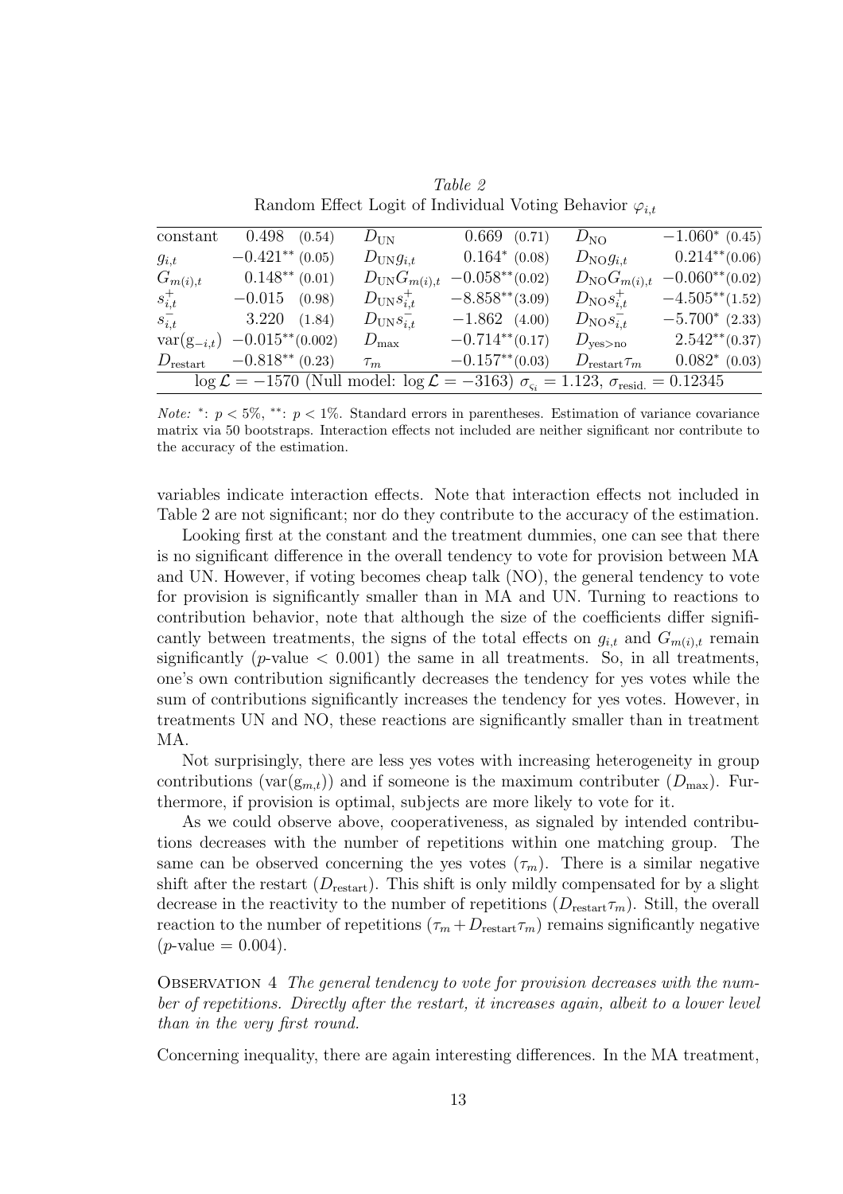*Table 2*
Random Effect Logit of Individual Voting Behavior $\varphi_{i,t}$

| | | | | | |
|---|---|---|---|---|---|
| constant | $0.498$ (0.54) | $D_{\text{UN}}$ | $0.669$ (0.71) | $D_{\text{NO}}$ | $-1.060^{*}$ (0.45) |
| $g_{i,t}$ | $-0.421^{**}$ (0.05) | $D_{\text{UN}}g_{i,t}$ | $0.164^{*}$ (0.08) | $D_{\text{NO}}g_{i,t}$ | $0.214^{**}$(0.06) |
| $G_{m(i),t}$ | $0.148^{**}$ (0.01) | $D_{\text{UN}}G_{m(i),t}$ | $-0.058^{**}$(0.02) | $D_{\text{NO}}G_{m(i),t}$ | $-0.060^{**}$(0.02) |
| $s^{+}_{i,t}$ | $-0.015$ (0.98) | $D_{\text{UN}}s^{+}_{i,t}$ | $-8.858^{**}$(3.09) | $D_{\text{NO}}s^{+}_{i,t}$ | $-4.505^{**}$(1.52) |
| $s^{-}_{i,t}$ | $3.220$ (1.84) | $D_{\text{UN}}s^{-}_{i,t}$ | $-1.862$ (4.00) | $D_{\text{NO}}s^{-}_{i,t}$ | $-5.700^{*}$ (2.33) |
| $\text{var}(g_{-i,t})$ | $-0.015^{**}$(0.002) | $D_{\max}$ | $-0.714^{**}$(0.17) | $D_{\text{yes>no}}$ | $2.542^{**}$(0.37) |
| $D_{\text{restart}}$ | $-0.818^{**}$ (0.23) | $\tau_m$ | $-0.157^{**}$(0.03) | $D_{\text{restart}}\tau_m$ | $0.082^{*}$ (0.03) |
| $\log\mathcal{L} = -1570$ (Null model: $\log\mathcal{L} = -3163$) $\sigma_{\varsigma_i} = 1.123$, $\sigma_{\text{resid.}} = 0.12345$ | | | | | |

*Note:* $^{*}$: $p < 5\%$, $^{**}$: $p < 1\%$. Standard errors in parentheses. Estimation of variance covariance matrix via 50 bootstraps. Interaction effects not included are neither significant nor contribute to the accuracy of the estimation.

variables indicate interaction effects. Note that interaction effects not included in Table 2 are not significant; nor do they contribute to the accuracy of the estimation.

Looking first at the constant and the treatment dummies, one can see that there is no significant difference in the overall tendency to vote for provision between MA and UN. However, if voting becomes cheap talk (NO), the general tendency to vote for provision is significantly smaller than in MA and UN. Turning to reactions to contribution behavior, note that although the size of the coefficients differ significantly between treatments, the signs of the total effects on $g_{i,t}$ and $G_{m(i),t}$ remain significantly ($p$-value $< 0.001$) the same in all treatments. So, in all treatments, one's own contribution significantly decreases the tendency for yes votes while the sum of contributions significantly increases the tendency for yes votes. However, in treatments UN and NO, these reactions are significantly smaller than in treatment MA.

Not surprisingly, there are less yes votes with increasing heterogeneity in group contributions ($\text{var}(g_{m,t})$) and if someone is the maximum contributer ($D_{\max}$). Furthermore, if provision is optimal, subjects are more likely to vote for it.

As we could observe above, cooperativeness, as signaled by intended contributions decreases with the number of repetitions within one matching group. The same can be observed concerning the yes votes ($\tau_m$). There is a similar negative shift after the restart ($D_{\text{restart}}$). This shift is only mildly compensated for by a slight decrease in the reactivity to the number of repetitions ($D_{\text{restart}}\tau_m$). Still, the overall reaction to the number of repetitions ($\tau_m + D_{\text{restart}}\tau_m$) remains significantly negative ($p$-value $= 0.004$).

Observation 4 *The general tendency to vote for provision decreases with the number of repetitions. Directly after the restart, it increases again, albeit to a lower level than in the very first round.*

Concerning inequality, there are again interesting differences. In the MA treatment,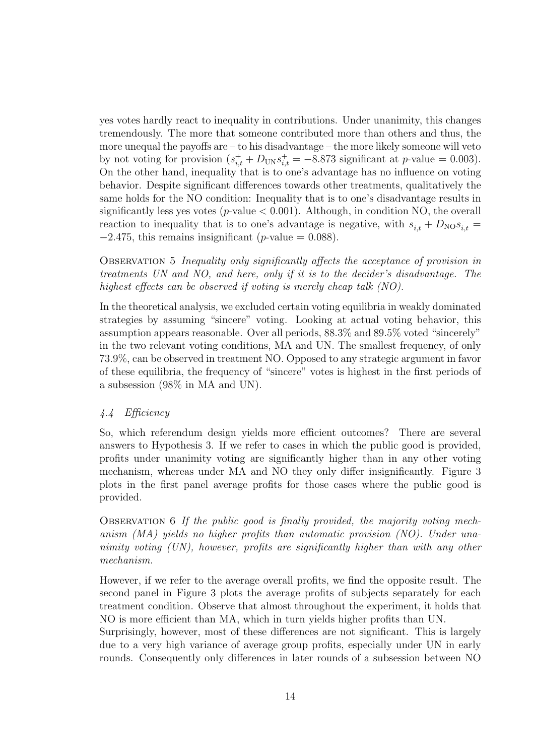yes votes hardly react to inequality in contributions. Under unanimity, this changes tremendously. The more that someone contributed more than others and thus, the more unequal the payoffs are – to his disadvantage – the more likely someone will veto by not voting for provision ($s^+_{i,t} + D_{\text{UN}} s^+_{i,t} = -8.873$ significant at $p$-value $= 0.003$). On the other hand, inequality that is to one's advantage has no influence on voting behavior. Despite significant differences towards other treatments, qualitatively the same holds for the NO condition: Inequality that is to one's disadvantage results in significantly less yes votes ($p$-value $< 0.001$). Although, in condition NO, the overall reaction to inequality that is to one's advantage is negative, with $s^-_{i,t} + D_{\text{NO}} s^-_{i,t} = -2.475$, this remains insignificant ($p$-value $= 0.088$).

Observation 5 *Inequality only significantly affects the acceptance of provision in treatments UN and NO, and here, only if it is to the decider's disadvantage. The highest effects can be observed if voting is merely cheap talk (NO).*

In the theoretical analysis, we excluded certain voting equilibria in weakly dominated strategies by assuming "sincere" voting. Looking at actual voting behavior, this assumption appears reasonable. Over all periods, 88.3% and 89.5% voted "sincerely" in the two relevant voting conditions, MA and UN. The smallest frequency, of only 73.9%, can be observed in treatment NO. Opposed to any strategic argument in favor of these equilibria, the frequency of "sincere" votes is highest in the first periods of a subsession (98% in MA and UN).

### *4.4 Efficiency*

So, which referendum design yields more efficient outcomes? There are several answers to Hypothesis 3. If we refer to cases in which the public good is provided, profits under unanimity voting are significantly higher than in any other voting mechanism, whereas under MA and NO they only differ insignificantly. Figure 3 plots in the first panel average profits for those cases where the public good is provided.

Observation 6 *If the public good is finally provided, the majority voting mechanism (MA) yields no higher profits than automatic provision (NO). Under unanimity voting (UN), however, profits are significantly higher than with any other mechanism.*

However, if we refer to the average overall profits, we find the opposite result. The second panel in Figure 3 plots the average profits of subjects separately for each treatment condition. Observe that almost throughout the experiment, it holds that NO is more efficient than MA, which in turn yields higher profits than UN.
Surprisingly, however, most of these differences are not significant. This is largely due to a very high variance of average group profits, especially under UN in early rounds. Consequently only differences in later rounds of a subsession between NO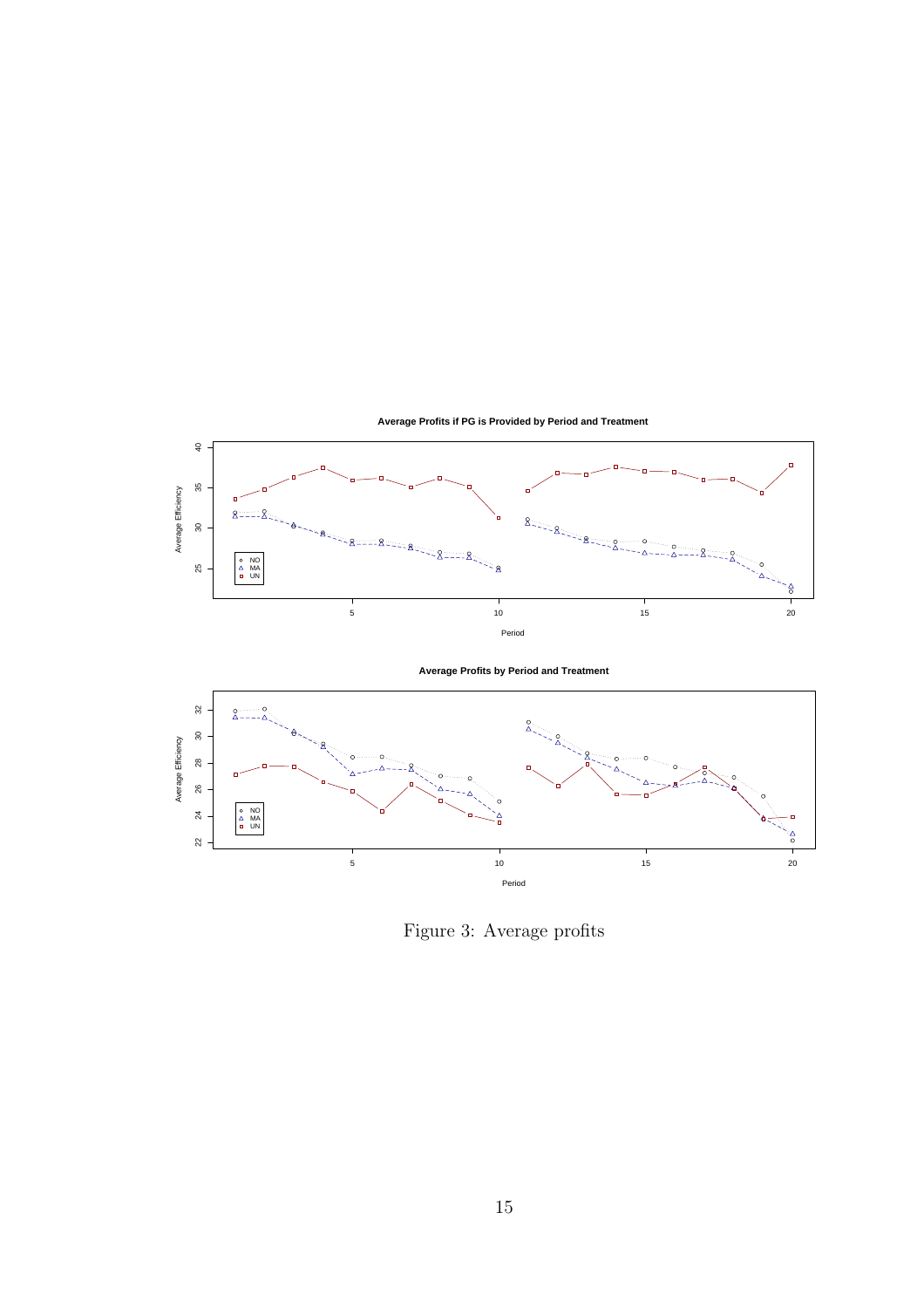**Average Profits if PG is Provided by Period and Treatment**

**Average Profits by Period and Treatment**

Figure 3: Average profits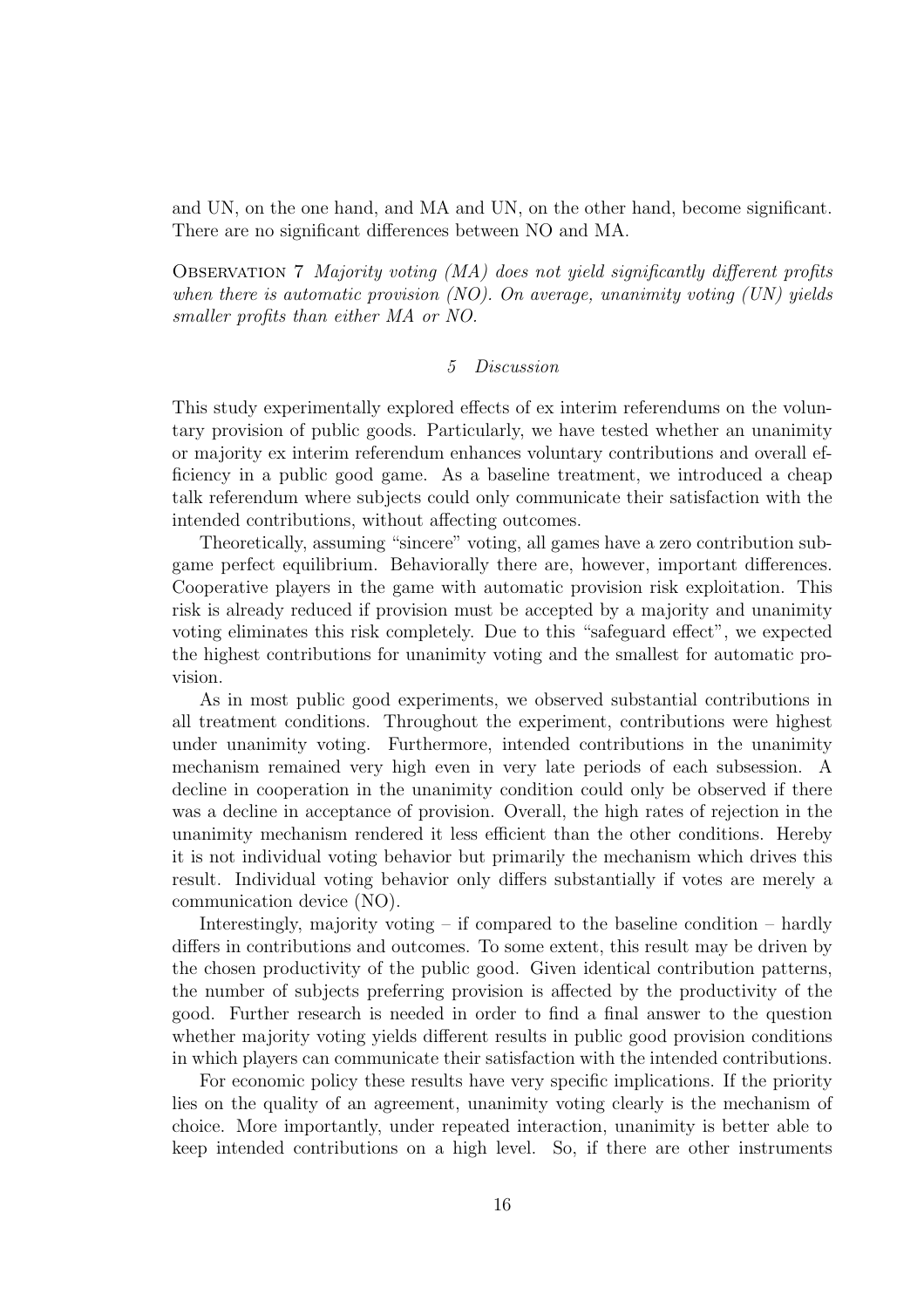and UN, on the one hand, and MA and UN, on the other hand, become significant. There are no significant differences between NO and MA.

Observation 7 *Majority voting (MA) does not yield significantly different profits when there is automatic provision (NO). On average, unanimity voting (UN) yields smaller profits than either MA or NO.*

## 5 Discussion

This study experimentally explored effects of ex interim referendums on the voluntary provision of public goods. Particularly, we have tested whether an unanimity or majority ex interim referendum enhances voluntary contributions and overall efficiency in a public good game. As a baseline treatment, we introduced a cheap talk referendum where subjects could only communicate their satisfaction with the intended contributions, without affecting outcomes.

Theoretically, assuming "sincere" voting, all games have a zero contribution subgame perfect equilibrium. Behaviorally there are, however, important differences. Cooperative players in the game with automatic provision risk exploitation. This risk is already reduced if provision must be accepted by a majority and unanimity voting eliminates this risk completely. Due to this "safeguard effect", we expected the highest contributions for unanimity voting and the smallest for automatic provision.

As in most public good experiments, we observed substantial contributions in all treatment conditions. Throughout the experiment, contributions were highest under unanimity voting. Furthermore, intended contributions in the unanimity mechanism remained very high even in very late periods of each subsession. A decline in cooperation in the unanimity condition could only be observed if there was a decline in acceptance of provision. Overall, the high rates of rejection in the unanimity mechanism rendered it less efficient than the other conditions. Hereby it is not individual voting behavior but primarily the mechanism which drives this result. Individual voting behavior only differs substantially if votes are merely a communication device (NO).

Interestingly, majority voting – if compared to the baseline condition – hardly differs in contributions and outcomes. To some extent, this result may be driven by the chosen productivity of the public good. Given identical contribution patterns, the number of subjects preferring provision is affected by the productivity of the good. Further research is needed in order to find a final answer to the question whether majority voting yields different results in public good provision conditions in which players can communicate their satisfaction with the intended contributions.

For economic policy these results have very specific implications. If the priority lies on the quality of an agreement, unanimity voting clearly is the mechanism of choice. More importantly, under repeated interaction, unanimity is better able to keep intended contributions on a high level. So, if there are other instruments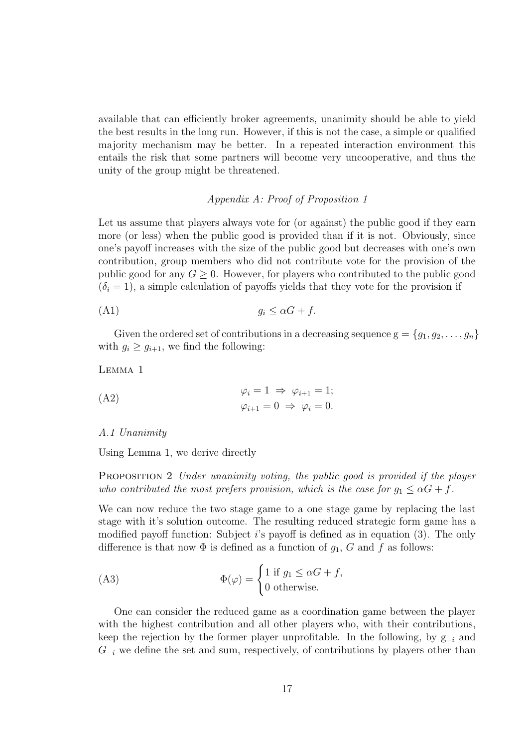available that can efficiently broker agreements, unanimity should be able to yield the best results in the long run. However, if this is not the case, a simple or qualified majority mechanism may be better. In a repeated interaction environment this entails the risk that some partners will become very uncooperative, and thus the unity of the group might be threatened.

## *Appendix A: Proof of Proposition 1*

Let us assume that players always vote for (or against) the public good if they earn more (or less) when the public good is provided than if it is not. Obviously, since one's payoff increases with the size of the public good but decreases with one's own contribution, group members who did not contribute vote for the provision of the public good for any $G \geq 0$. However, for players who contributed to the public good ($\delta_i = 1$), a simple calculation of payoffs yields that they vote for the provision if

$$g_i \leq \alpha G + f. \tag{A1}$$

Given the ordered set of contributions in a decreasing sequence $\mathrm{g} = \{g_1, g_2, \ldots, g_n\}$ with $g_i \geq g_{i+1}$, we find the following:

Lemma 1

$$\begin{aligned} \varphi_i = 1 \ &\Rightarrow \ \varphi_{i+1} = 1; \\ \varphi_{i+1} = 0 \ &\Rightarrow \ \varphi_i = 0. \end{aligned} \tag{A2}$$

### *A.1 Unanimity*

Using Lemma 1, we derive directly

Proposition 2 *Under unanimity voting, the public good is provided if the player who contributed the most prefers provision, which is the case for $g_1 \leq \alpha G + f$.*

We can now reduce the two stage game to a one stage game by replacing the last stage with it's solution outcome. The resulting reduced strategic form game has a modified payoff function: Subject $i$'s payoff is defined as in equation (3). The only difference is that now $\Phi$ is defined as a function of $g_1$, $G$ and $f$ as follows:

$$\Phi(\varphi) = \begin{cases} 1 \text{ if } g_1 \leq \alpha G + f, \\ 0 \text{ otherwise.} \end{cases} \tag{A3}$$

One can consider the reduced game as a coordination game between the player with the highest contribution and all other players who, with their contributions, keep the rejection by the former player unprofitable. In the following, by $\mathrm{g}_{-i}$ and $G_{-i}$ we define the set and sum, respectively, of contributions by players other than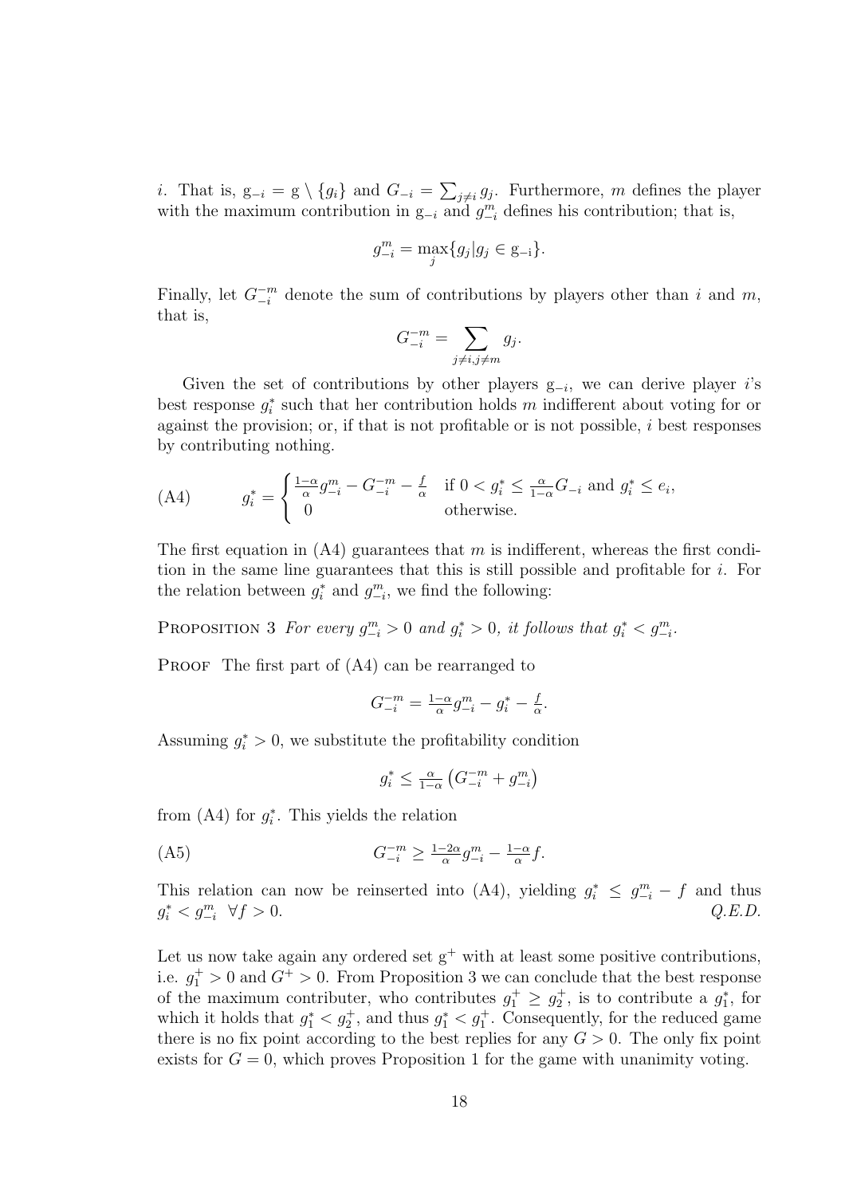$i$. That is, $\mathrm{g}_{-i} = \mathrm{g} \setminus \{g_i\}$ and $G_{-i} = \sum_{j \neq i} g_j$. Furthermore, $m$ defines the player with the maximum contribution in $\mathrm{g}_{-i}$ and $g^m_{-i}$ defines his contribution; that is,

$$g^m_{-i} = \max_j \{g_j | g_j \in \mathrm{g}_{-\mathrm{i}}\}.$$

Finally, let $G^{-m}_{-i}$ denote the sum of contributions by players other than $i$ and $m$, that is,

$$G^{-m}_{-i} = \sum_{j \neq i, j \neq m} g_j.$$

Given the set of contributions by other players $\mathrm{g}_{-i}$, we can derive player $i$'s best response $g^*_i$ such that her contribution holds $m$ indifferent about voting for or against the provision; or, if that is not profitable or is not possible, $i$ best responses by contributing nothing.

$$\text{(A4)} \qquad g^*_i = \begin{cases} \frac{1-\alpha}{\alpha} g^m_{-i} - G^{-m}_{-i} - \frac{f}{\alpha} & \text{if } 0 < g^*_i \leq \frac{\alpha}{1-\alpha} G_{-i} \text{ and } g^*_i \leq e_i, \\ 0 & \text{otherwise.} \end{cases}$$

The first equation in (A4) guarantees that $m$ is indifferent, whereas the first condition in the same line guarantees that this is still possible and profitable for $i$. For the relation between $g^*_i$ and $g^m_{-i}$, we find the following:

Proposition 3 *For every $g^m_{-i} > 0$ and $g^*_i > 0$, it follows that $g^*_i < g^m_{-i}$.*

Proof The first part of (A4) can be rearranged to

$$G^{-m}_{-i} = \tfrac{1-\alpha}{\alpha} g^m_{-i} - g^*_i - \tfrac{f}{\alpha}.$$

Assuming $g^*_i > 0$, we substitute the profitability condition

$$g^*_i \leq \tfrac{\alpha}{1-\alpha} \left( G^{-m}_{-i} + g^m_{-i} \right)$$

from (A4) for $g^*_i$. This yields the relation

$$\text{(A5)} \qquad G^{-m}_{-i} \geq \tfrac{1-2\alpha}{\alpha} g^m_{-i} - \tfrac{1-\alpha}{\alpha} f.$$

This relation can now be reinserted into (A4), yielding $g^*_i \leq g^m_{-i} - f$ and thus $g^*_i < g^m_{-i} \;\; \forall f > 0$. *Q.E.D.*

Let us now take again any ordered set $\mathrm{g}^+$ with at least some positive contributions, i.e. $g^+_1 > 0$ and $G^+ > 0$. From Proposition 3 we can conclude that the best response of the maximum contributer, who contributes $g^+_1 \geq g^+_2$, is to contribute a $g^*_1$, for which it holds that $g^*_1 < g^+_2$, and thus $g^*_1 < g^+_1$. Consequently, for the reduced game there is no fix point according to the best replies for any $G > 0$. The only fix point exists for $G = 0$, which proves Proposition 1 for the game with unanimity voting.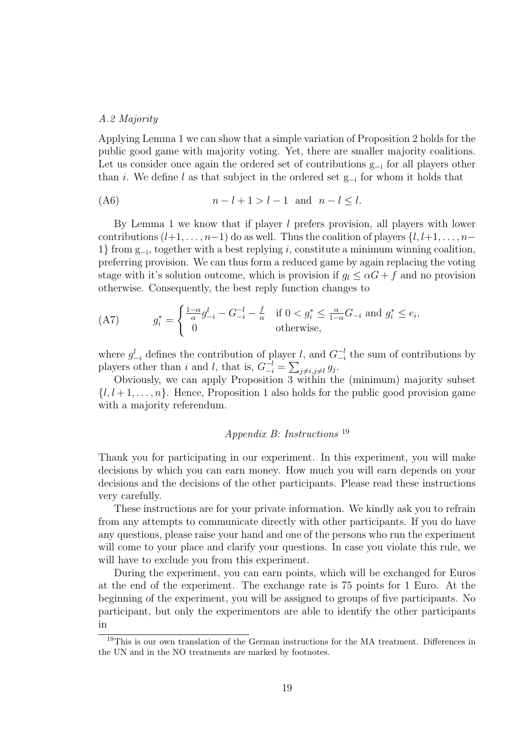### *A.2 Majority*

Applying Lemma 1 we can show that a simple variation of Proposition 2 holds for the public good game with majority voting. Yet, there are smaller majority coalitions. Let us consider once again the ordered set of contributions $g_{-i}$ for all players other than $i$. We define $l$ as that subject in the ordered set $g_{-i}$ for whom it holds that

$$n - l + 1 > l - 1 \quad \text{and} \quad n - l \leq l. \tag{A6}$$

By Lemma 1 we know that if player $l$ prefers provision, all players with lower contributions $(l+1, \ldots, n-1)$ do as well. Thus the coalition of players $\{l, l+1, \ldots, n-1\}$ from $g_{-i}$, together with a best replying $i$, constitute a minimum winning coalition, preferring provision. We can thus form a reduced game by again replacing the voting stage with it's solution outcome, which is provision if $g_l \leq \alpha G + f$ and no provision otherwise. Consequently, the best reply function changes to

$$g_i^* = \begin{cases} \frac{1-\alpha}{\alpha} g_{-i}^l - G_{-i}^{-l} - \frac{f}{\alpha} & \text{if } 0 < g_i^* \leq \frac{\alpha}{1-\alpha} G_{-i} \text{ and } g_i^* \leq e_i, \\ 0 & \text{otherwise,} \end{cases} \tag{A7}$$

where $g_{-i}^l$ defines the contribution of player $l$, and $G_{-i}^{-l}$ the sum of contributions by players other than $i$ and $l$, that is, $G_{-i}^{-l} = \sum_{j \neq i, j \neq l} g_j$.

Obviously, we can apply Proposition 3 within the (minimum) majority subset $\{l, l+1, \ldots, n\}$. Hence, Proposition 1 also holds for the public good provision game with a majority referendum.

## *Appendix B: Instructions* [19]

Thank you for participating in our experiment. In this experiment, you will make decisions by which you can earn money. How much you will earn depends on your decisions and the decisions of the other participants. Please read these instructions very carefully.

These instructions are for your private information. We kindly ask you to refrain from any attempts to communicate directly with other participants. If you do have any questions, please raise your hand and one of the persons who run the experiment will come to your place and clarify your questions. In case you violate this rule, we will have to exclude you from this experiment.

During the experiment, you can earn points, which will be exchanged for Euros at the end of the experiment. The exchange rate is 75 points for 1 Euro. At the beginning of the experiment, you will be assigned to groups of five participants. No participant, but only the experimentors are able to identify the other participants in

[19] This is our own translation of the German instructions for the MA treatment. Differences in the UN and in the NO treatments are marked by footnotes.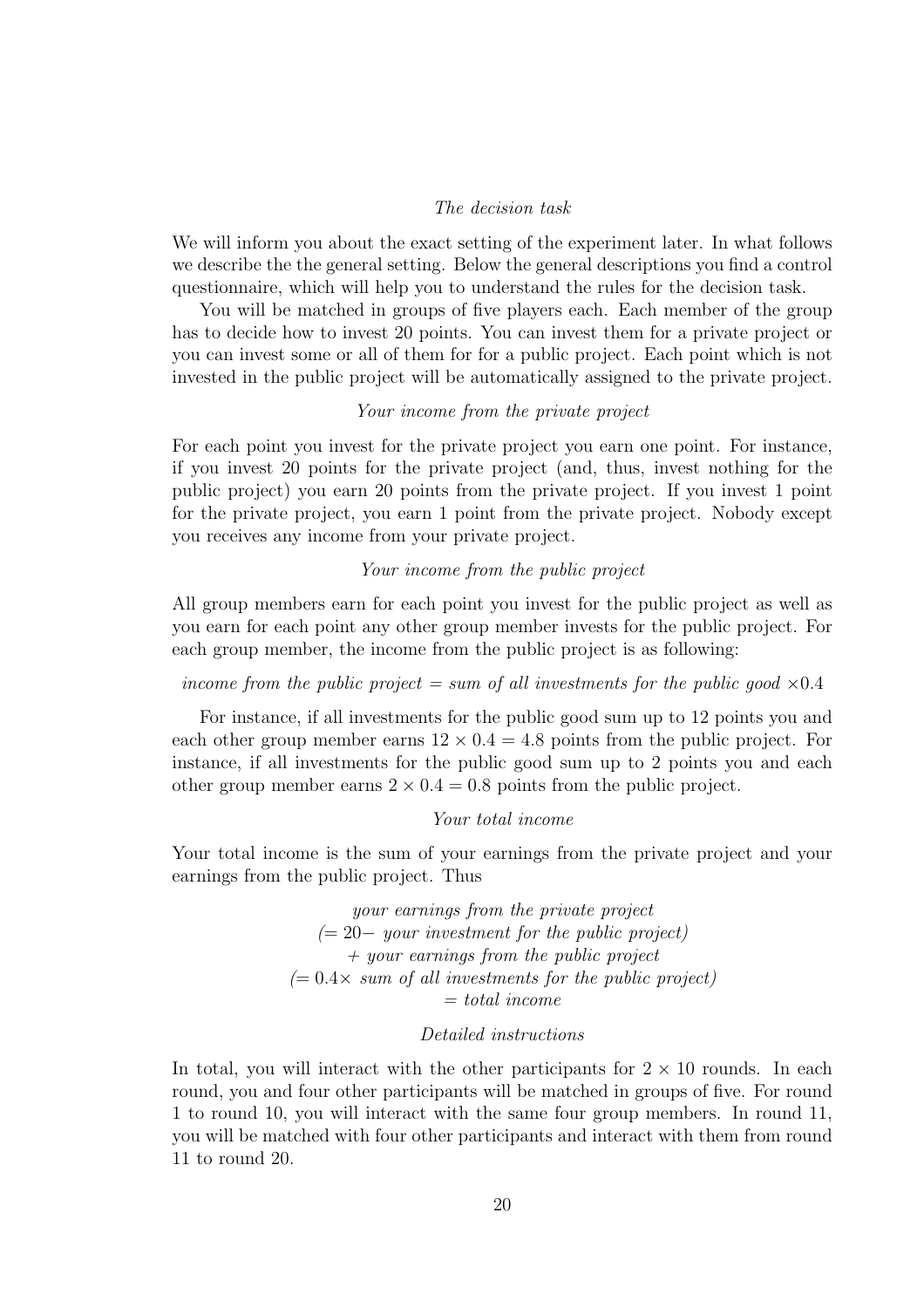*The decision task*

We will inform you about the exact setting of the experiment later. In what follows we describe the the general setting. Below the general descriptions you find a control questionnaire, which will help you to understand the rules for the decision task.

You will be matched in groups of five players each. Each member of the group has to decide how to invest 20 points. You can invest them for a private project or you can invest some or all of them for for a public project. Each point which is not invested in the public project will be automatically assigned to the private project.

*Your income from the private project*

For each point you invest for the private project you earn one point. For instance, if you invest 20 points for the private project (and, thus, invest nothing for the public project) you earn 20 points from the private project. If you invest 1 point for the private project, you earn 1 point from the private project. Nobody except you receives any income from your private project.

*Your income from the public project*

All group members earn for each point you invest for the public project as well as you earn for each point any other group member invests for the public project. For each group member, the income from the public project is as following:

*income from the public project = sum of all investments for the public good* $\times 0.4$

For instance, if all investments for the public good sum up to 12 points you and each other group member earns $12 \times 0.4 = 4.8$ points from the public project. For instance, if all investments for the public good sum up to 2 points you and each other group member earns $2 \times 0.4 = 0.8$ points from the public project.

*Your total income*

Your total income is the sum of your earnings from the private project and your earnings from the public project. Thus

*your earnings from the private project*
*(= 20− your investment for the public project)*
*+ your earnings from the public project*
*(= 0.4× sum of all investments for the public project)*
*= total income*

*Detailed instructions*

In total, you will interact with the other participants for $2 \times 10$ rounds. In each round, you and four other participants will be matched in groups of five. For round 1 to round 10, you will interact with the same four group members. In round 11, you will be matched with four other participants and interact with them from round 11 to round 20.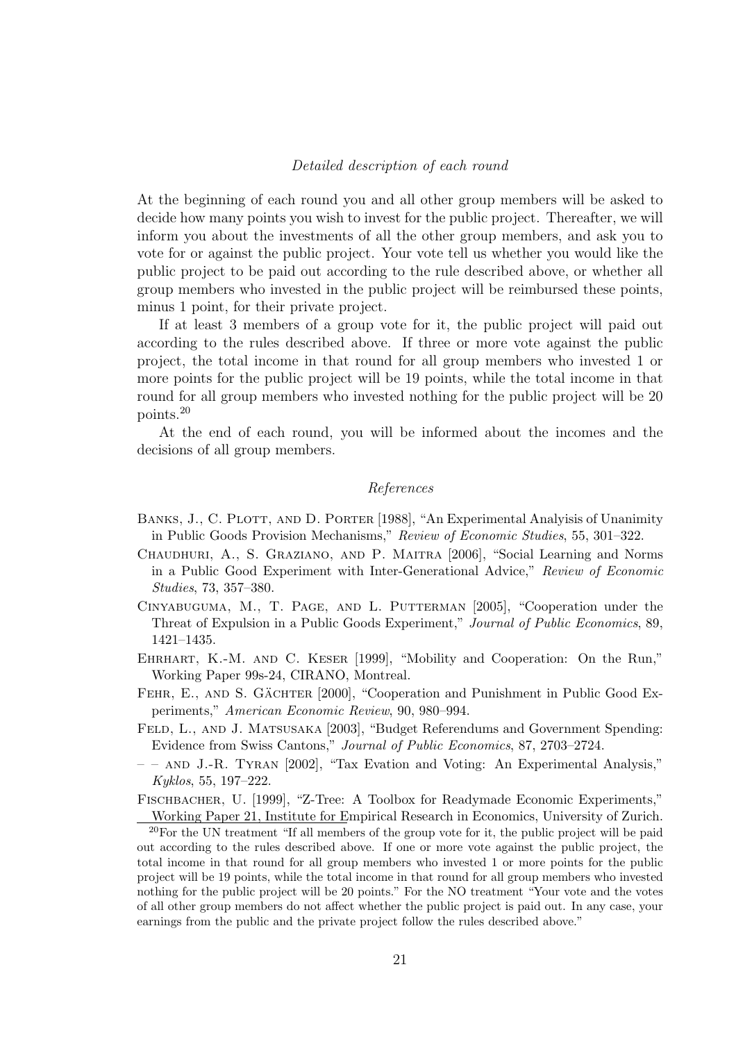*Detailed description of each round*

At the beginning of each round you and all other group members will be asked to decide how many points you wish to invest for the public project. Thereafter, we will inform you about the investments of all the other group members, and ask you to vote for or against the public project. Your vote tell us whether you would like the public project to be paid out according to the rule described above, or whether all group members who invested in the public project will be reimbursed these points, minus 1 point, for their private project.

If at least 3 members of a group vote for it, the public project will paid out according to the rules described above. If three or more vote against the public project, the total income in that round for all group members who invested 1 or more points for the public project will be 19 points, while the total income in that round for all group members who invested nothing for the public project will be 20 points.[20]

At the end of each round, you will be informed about the incomes and the decisions of all group members.

## References

Banks, J., C. Plott, and D. Porter [1988], "An Experimental Analyisis of Unanimity in Public Goods Provision Mechanisms," *Review of Economic Studies*, 55, 301–322.

Chaudhuri, A., S. Graziano, and P. Maitra [2006], "Social Learning and Norms in a Public Good Experiment with Inter-Generational Advice," *Review of Economic Studies*, 73, 357–380.

Cinyabuguma, M., T. Page, and L. Putterman [2005], "Cooperation under the Threat of Expulsion in a Public Goods Experiment," *Journal of Public Economics*, 89, 1421–1435.

Ehrhart, K.-M. and C. Keser [1999], "Mobility and Cooperation: On the Run," Working Paper 99s-24, CIRANO, Montreal.

Fehr, E., and S. Gächter [2000], "Cooperation and Punishment in Public Good Experiments," *American Economic Review*, 90, 980–994.

Feld, L., and J. Matsusaka [2003], "Budget Referendums and Government Spending: Evidence from Swiss Cantons," *Journal of Public Economics*, 87, 2703–2724.

– – and J.-R. Tyran [2002], "Tax Evation and Voting: An Experimental Analysis," *Kyklos*, 55, 197–222.

Fischbacher, U. [1999], "Z-Tree: A Toolbox for Readymade Economic Experiments," Working Paper 21, Institute for Empirical Research in Economics, University of Zurich.

[20] For the UN treatment "If all members of the group vote for it, the public project will be paid out according to the rules described above. If one or more vote against the public project, the total income in that round for all group members who invested 1 or more points for the public project will be 19 points, while the total income in that round for all group members who invested nothing for the public project will be 20 points." For the NO treatment "Your vote and the votes of all other group members do not affect whether the public project is paid out. In any case, your earnings from the public and the private project follow the rules described above."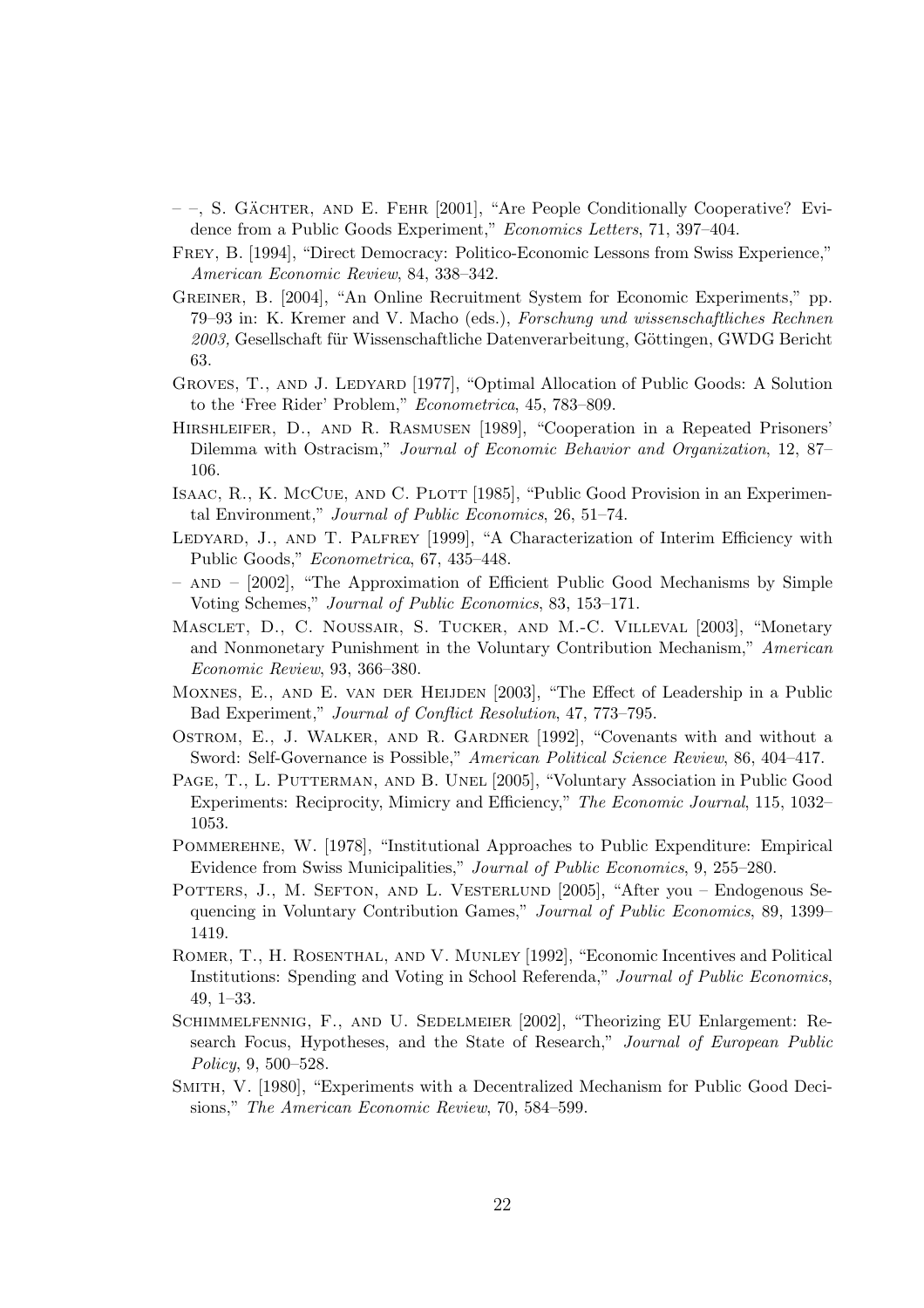– –, S. Gächter, and E. Fehr [2001], "Are People Conditionally Cooperative? Evidence from a Public Goods Experiment," *Economics Letters*, 71, 397–404.

Frey, B. [1994], "Direct Democracy: Politico-Economic Lessons from Swiss Experience," *American Economic Review*, 84, 338–342.

Greiner, B. [2004], "An Online Recruitment System for Economic Experiments," pp. 79–93 in: K. Kremer and V. Macho (eds.), *Forschung und wissenschaftliches Rechnen 2003,* Gesellschaft für Wissenschaftliche Datenverarbeitung, Göttingen, GWDG Bericht 63.

Groves, T., and J. Ledyard [1977], "Optimal Allocation of Public Goods: A Solution to the 'Free Rider' Problem," *Econometrica*, 45, 783–809.

Hirshleifer, D., and R. Rasmusen [1989], "Cooperation in a Repeated Prisoners' Dilemma with Ostracism," *Journal of Economic Behavior and Organization*, 12, 87–106.

Isaac, R., K. McCue, and C. Plott [1985], "Public Good Provision in an Experimental Environment," *Journal of Public Economics*, 26, 51–74.

Ledyard, J., and T. Palfrey [1999], "A Characterization of Interim Efficiency with Public Goods," *Econometrica*, 67, 435–448.

– and – [2002], "The Approximation of Efficient Public Good Mechanisms by Simple Voting Schemes," *Journal of Public Economics*, 83, 153–171.

Masclet, D., C. Noussair, S. Tucker, and M.-C. Villeval [2003], "Monetary and Nonmonetary Punishment in the Voluntary Contribution Mechanism," *American Economic Review*, 93, 366–380.

Moxnes, E., and E. van der Heijden [2003], "The Effect of Leadership in a Public Bad Experiment," *Journal of Conflict Resolution*, 47, 773–795.

Ostrom, E., J. Walker, and R. Gardner [1992], "Covenants with and without a Sword: Self-Governance is Possible," *American Political Science Review*, 86, 404–417.

Page, T., L. Putterman, and B. Unel [2005], "Voluntary Association in Public Good Experiments: Reciprocity, Mimicry and Efficiency," *The Economic Journal*, 115, 1032–1053.

Pommerehne, W. [1978], "Institutional Approaches to Public Expenditure: Empirical Evidence from Swiss Municipalities," *Journal of Public Economics*, 9, 255–280.

Potters, J., M. Sefton, and L. Vesterlund [2005], "After you – Endogenous Sequencing in Voluntary Contribution Games," *Journal of Public Economics*, 89, 1399–1419.

Romer, T., H. Rosenthal, and V. Munley [1992], "Economic Incentives and Political Institutions: Spending and Voting in School Referenda," *Journal of Public Economics*, 49, 1–33.

Schimmelfennig, F., and U. Sedelmeier [2002], "Theorizing EU Enlargement: Research Focus, Hypotheses, and the State of Research," *Journal of European Public Policy*, 9, 500–528.

Smith, V. [1980], "Experiments with a Decentralized Mechanism for Public Good Decisions," *The American Economic Review*, 70, 584–599.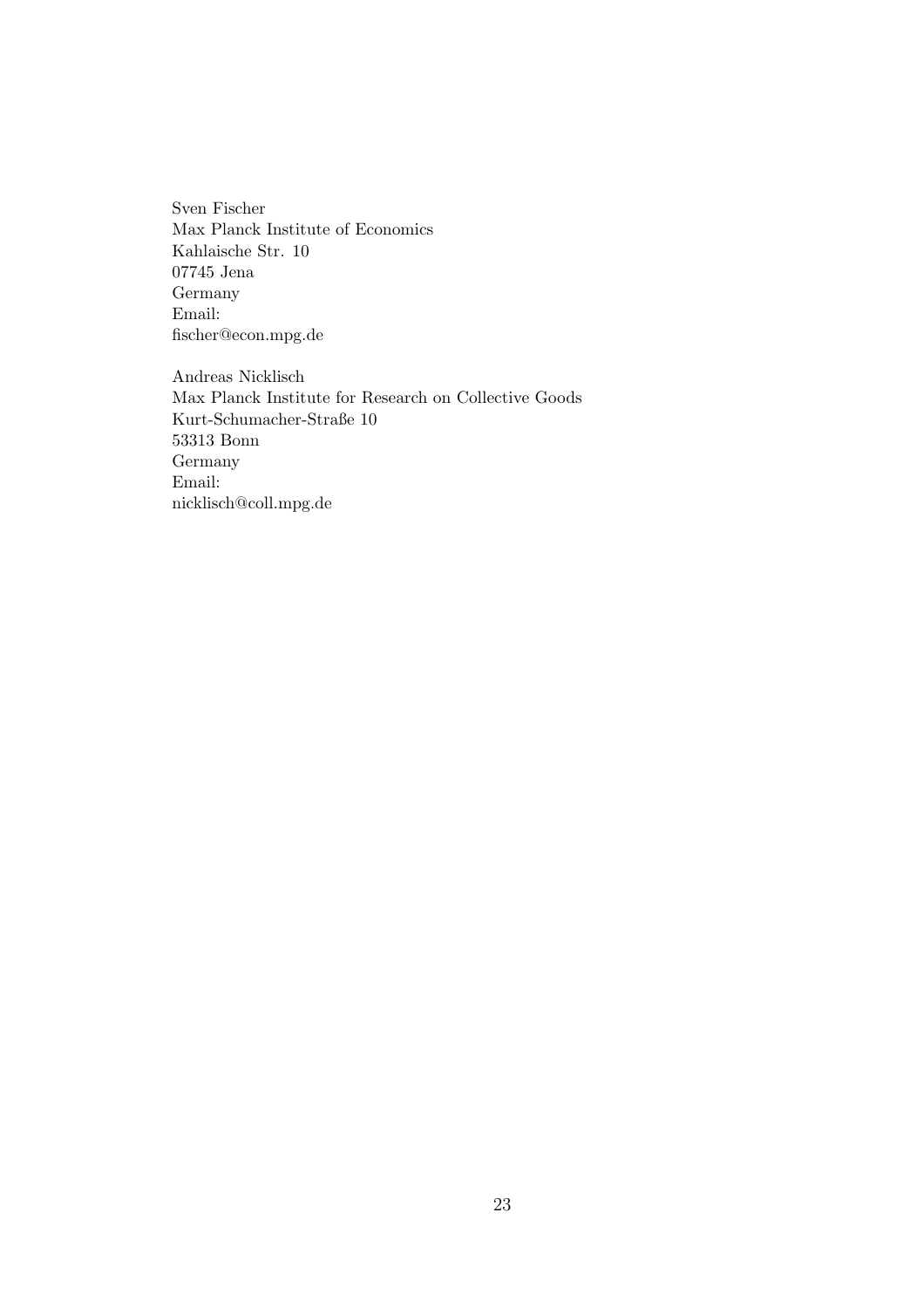Sven Fischer
Max Planck Institute of Economics
Kahlaische Str. 10
07745 Jena
Germany
Email:
fischer@econ.mpg.de

Andreas Nicklisch
Max Planck Institute for Research on Collective Goods
Kurt-Schumacher-Straße 10
53313 Bonn
Germany
Email:
nicklisch@coll.mpg.de